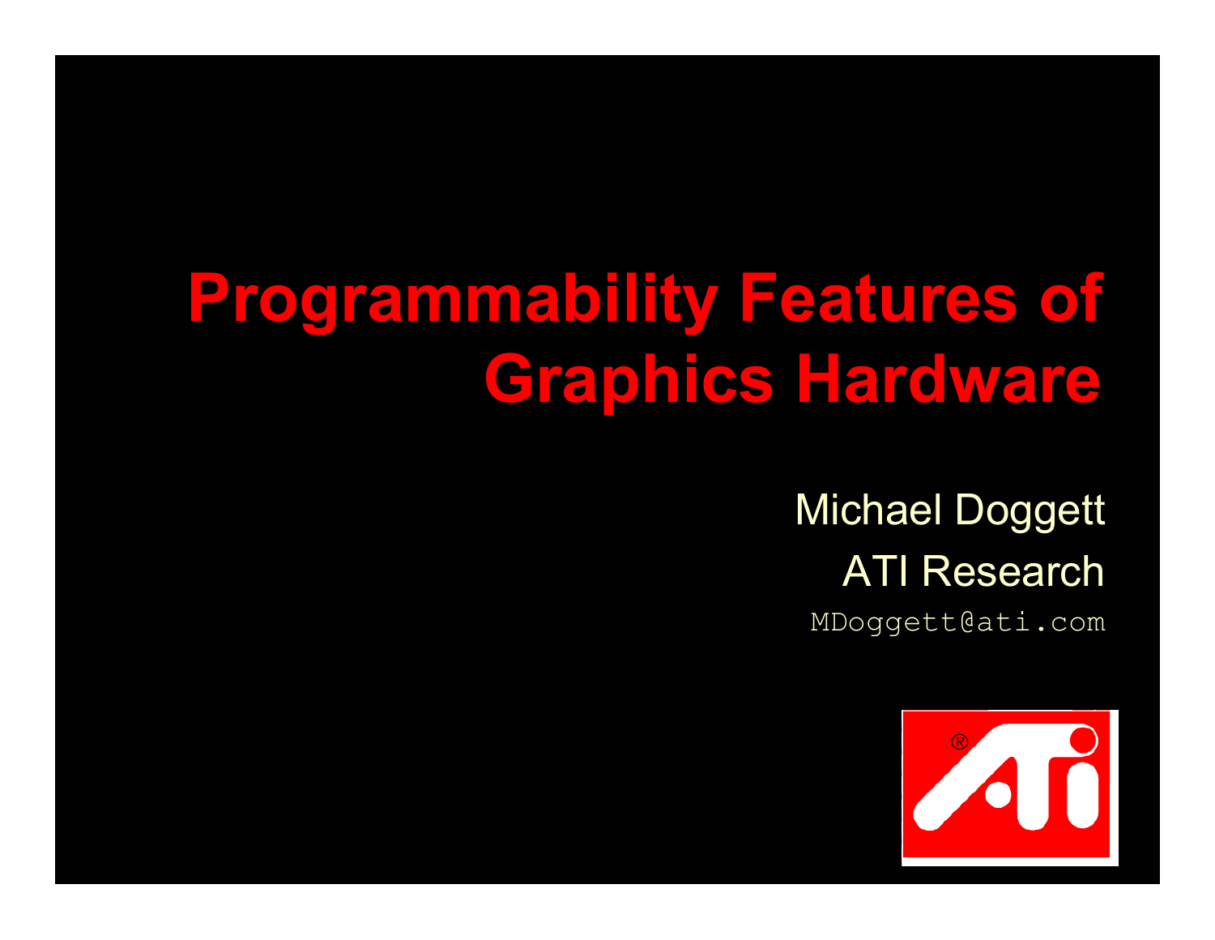# Programmability Features of Graphics Hardware

Michael Doggett

ATI Research

MDoggett@ati.com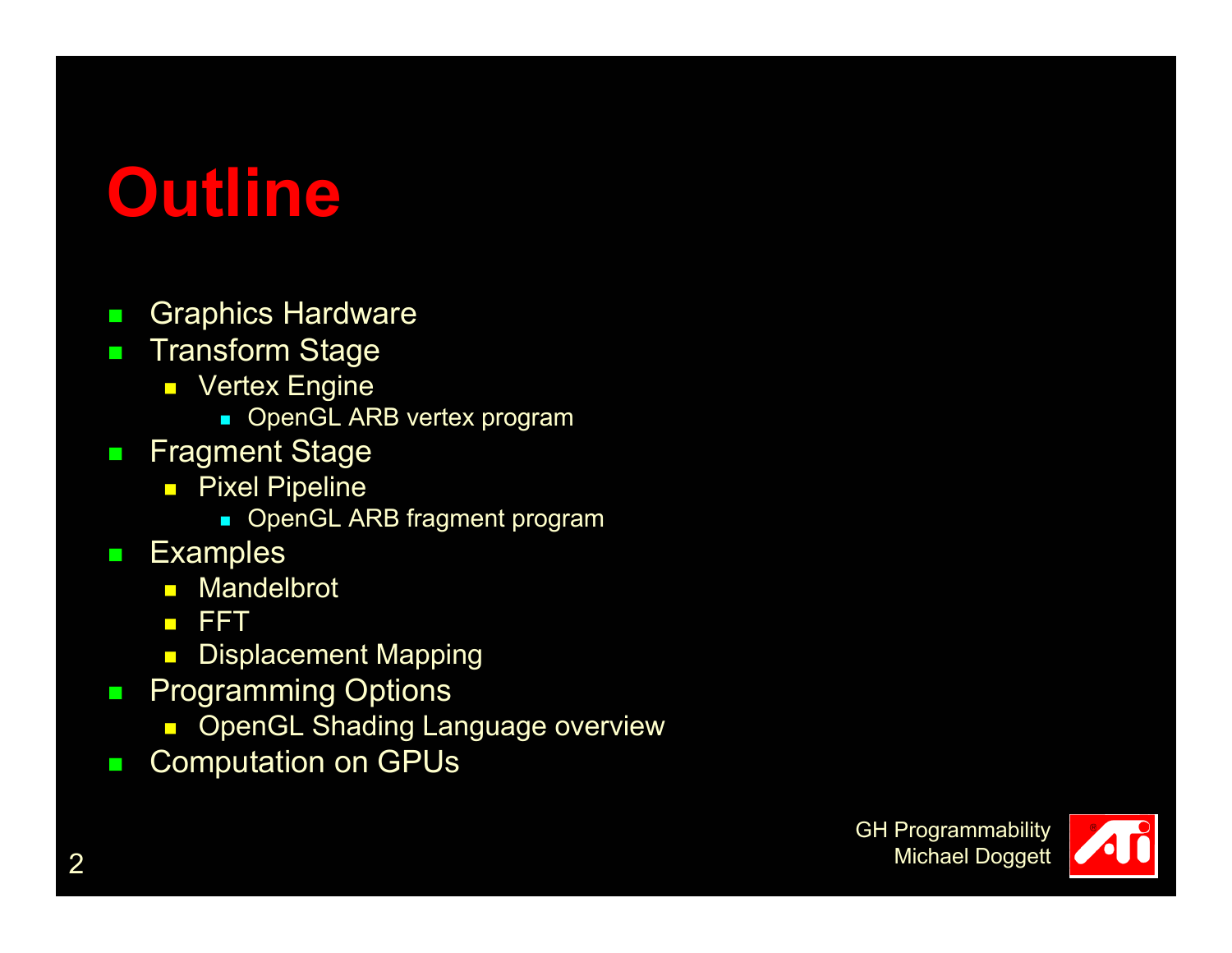# Outline

- Graphics Hardware
- Transform Stage
  - Vertex Engine
    - OpenGL ARB vertex program
- Fragment Stage
  - Pixel Pipeline
    - OpenGL ARB fragment program
- Examples
  - Mandelbrot
  - FFT
  - Displacement Mapping
- Programming Options
  - OpenGL Shading Language overview
- Computation on GPUs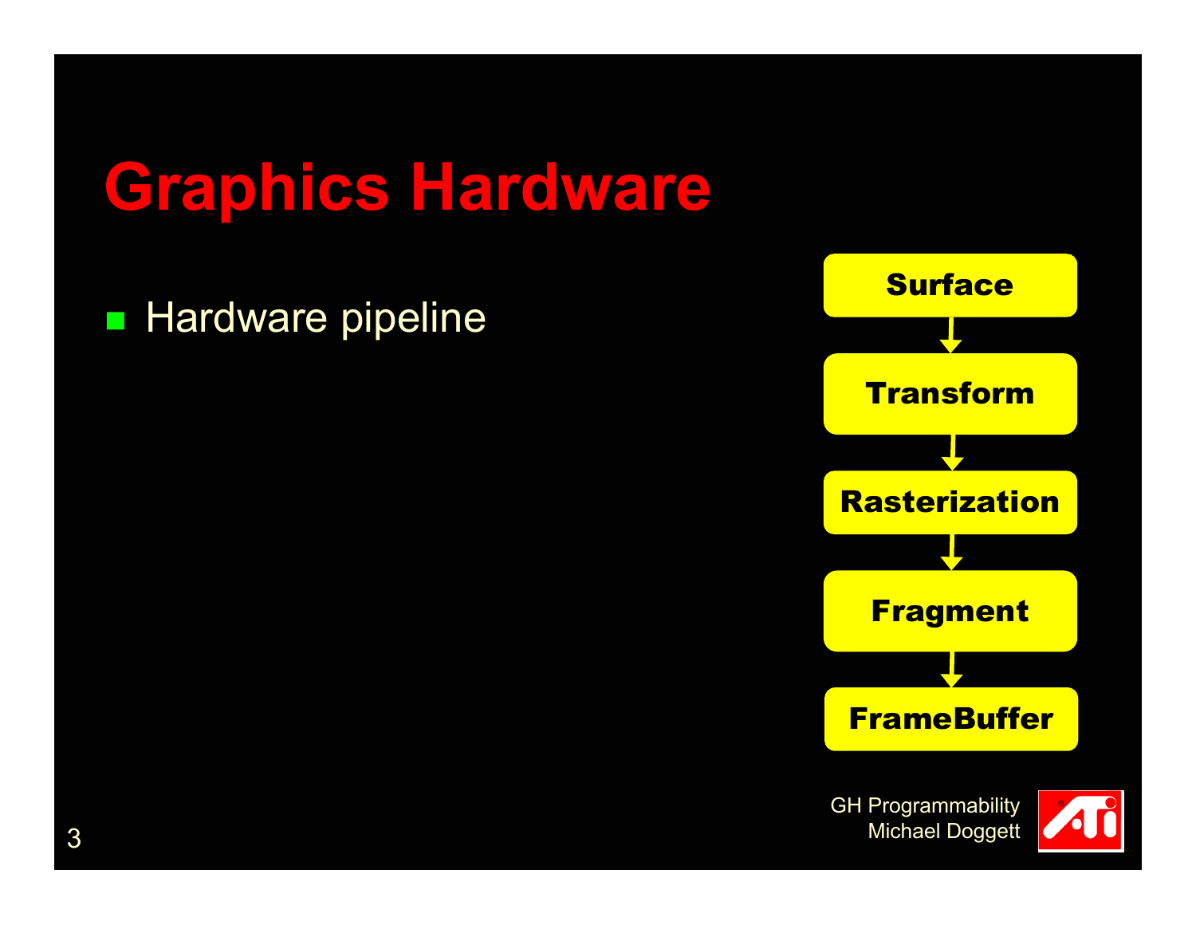# Graphics Hardware

- Hardware pipeline

Surface → Transform → Rasterization → Fragment → FrameBuffer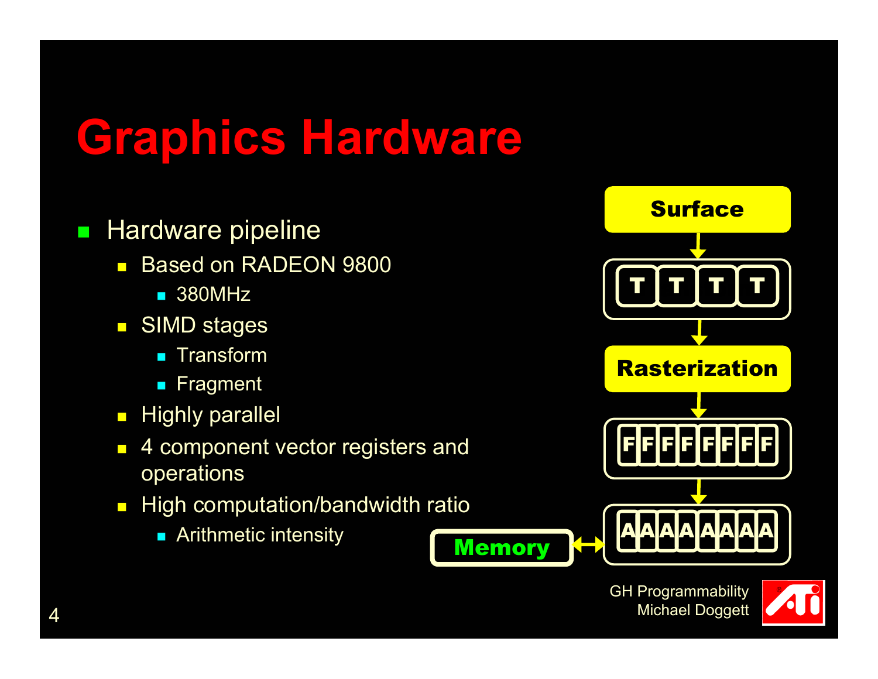# Graphics Hardware

- Hardware pipeline
  - Based on RADEON 9800
    - 380MHz
  - SIMD stages
    - Transform
    - Fragment
  - Highly parallel
  - 4 component vector registers and operations
  - High computation/bandwidth ratio
    - Arithmetic intensity

Surface

T T T T

Rasterization

F F F F F F F F

A A A A A A A A

Memory

GH Programmability
Michael Doggett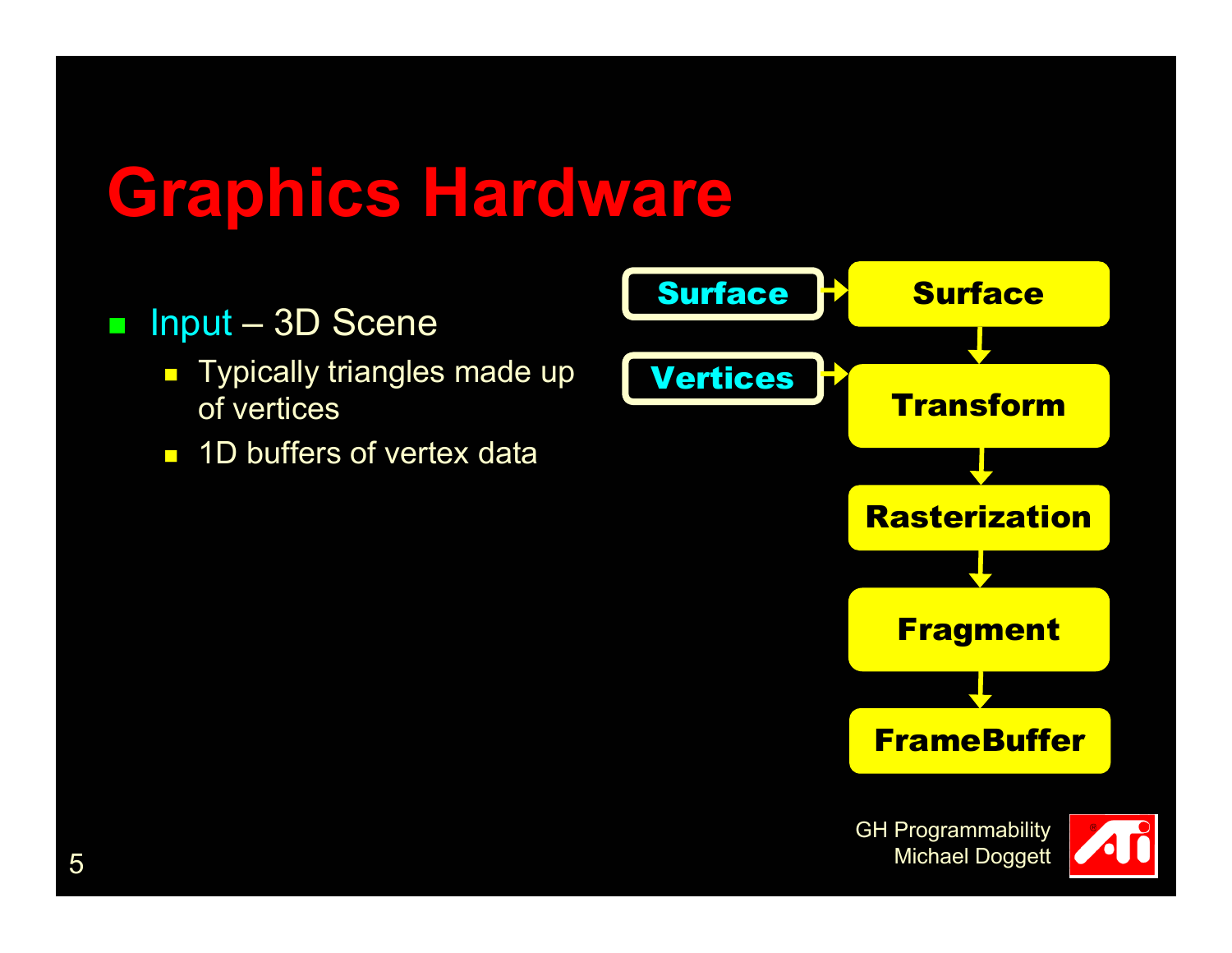# Graphics Hardware

- Input – 3D Scene
  - Typically triangles made up of vertices
  - 1D buffers of vertex data

Surface → Surface

Vertices → Transform

Surface → Transform → Rasterization → Fragment → FrameBuffer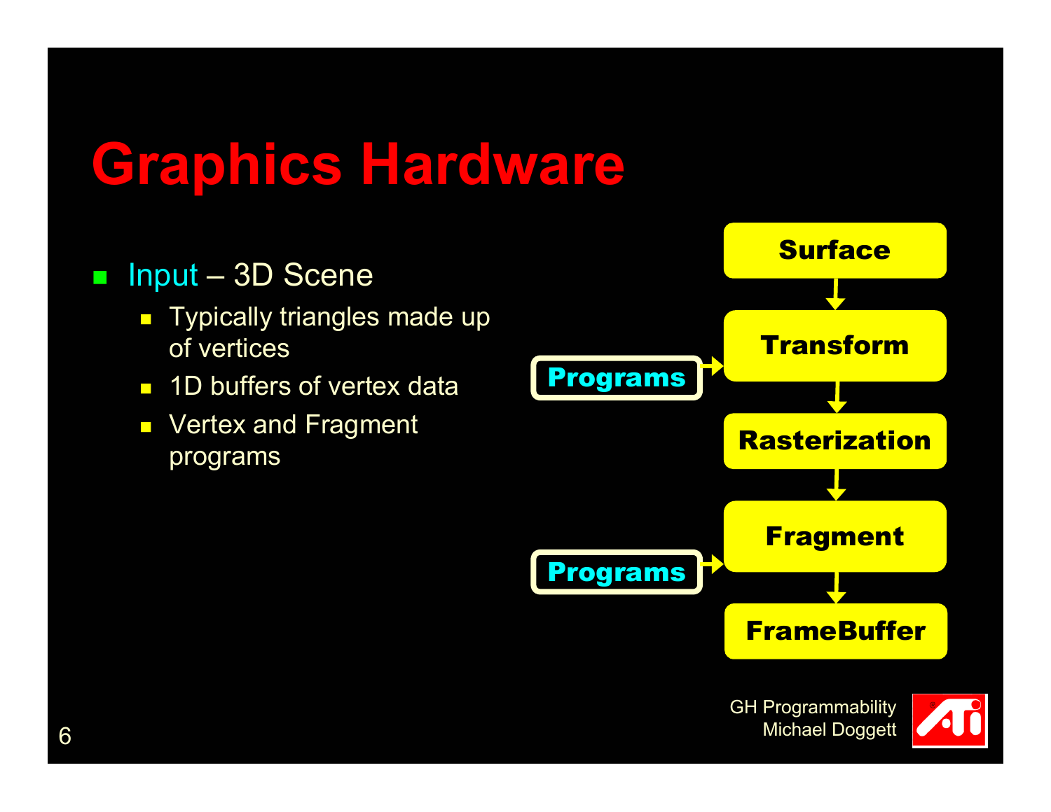# Graphics Hardware

- Input – 3D Scene
  - Typically triangles made up of vertices
  - 1D buffers of vertex data
  - Vertex and Fragment programs

Surface → Transform → Rasterization → Fragment → FrameBuffer

Programs → Transform

Programs → Fragment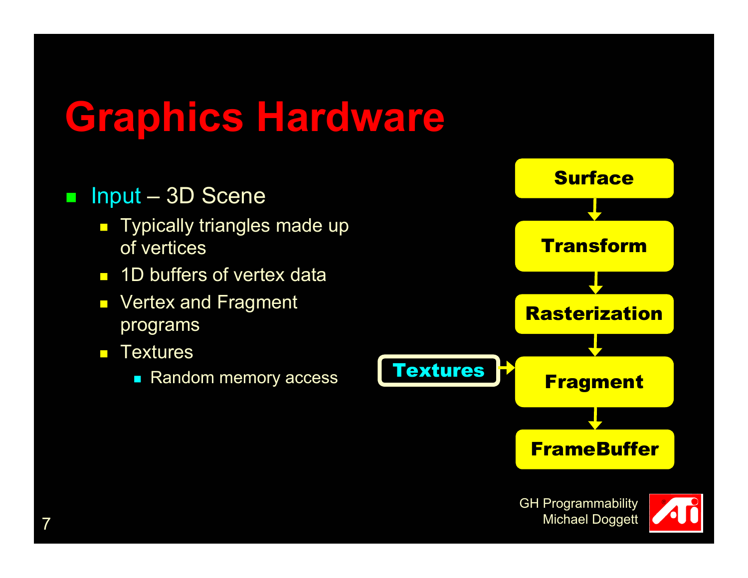# Graphics Hardware

- Input – 3D Scene
  - Typically triangles made up of vertices
  - 1D buffers of vertex data
  - Vertex and Fragment programs
  - Textures
    - Random memory access

Surface → Transform → Rasterization → Fragment → FrameBuffer

Textures → Fragment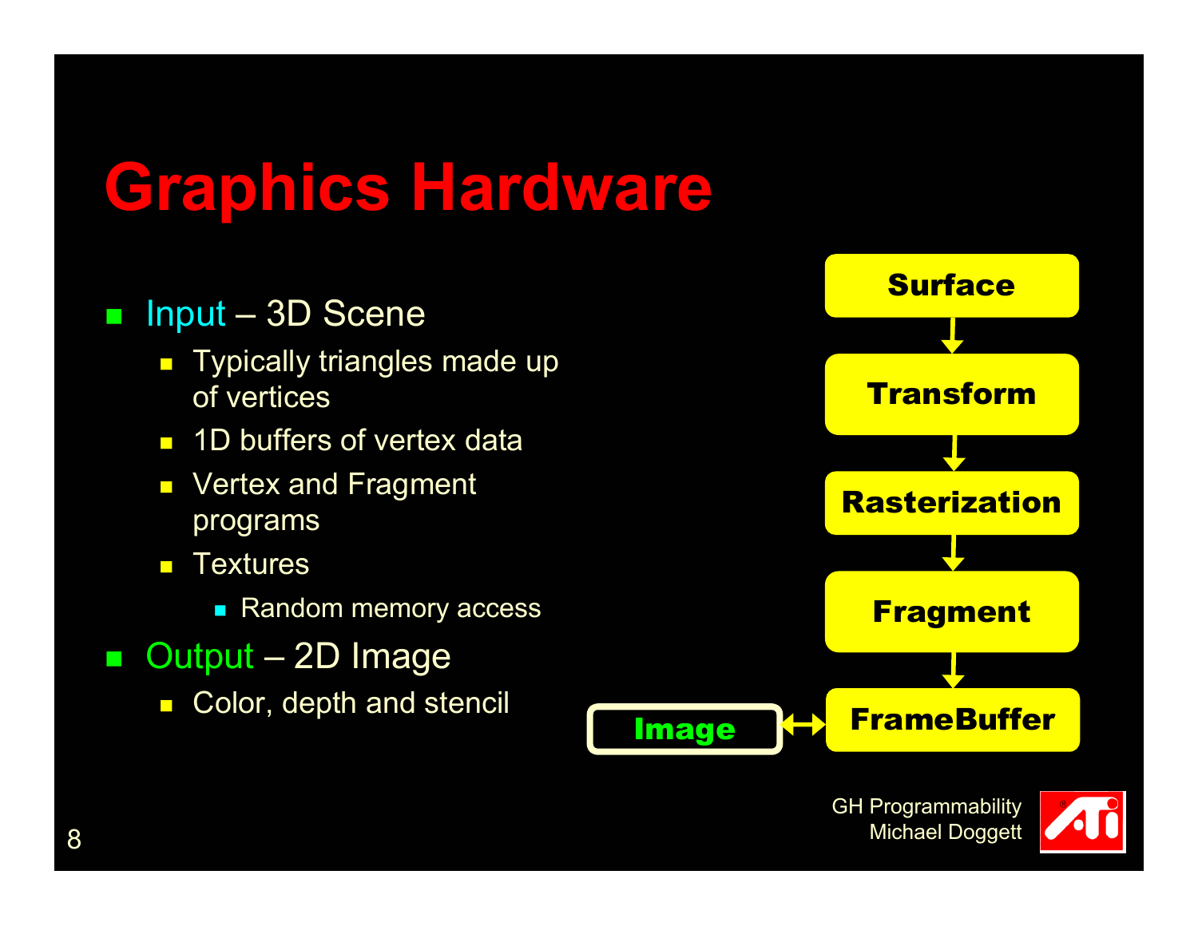# Graphics Hardware

- Input – 3D Scene
  - Typically triangles made up of vertices
  - 1D buffers of vertex data
  - Vertex and Fragment programs
  - Textures
    - Random memory access
- Output – 2D Image
  - Color, depth and stencil

Surface → Transform → Rasterization → Fragment → FrameBuffer ↔ Image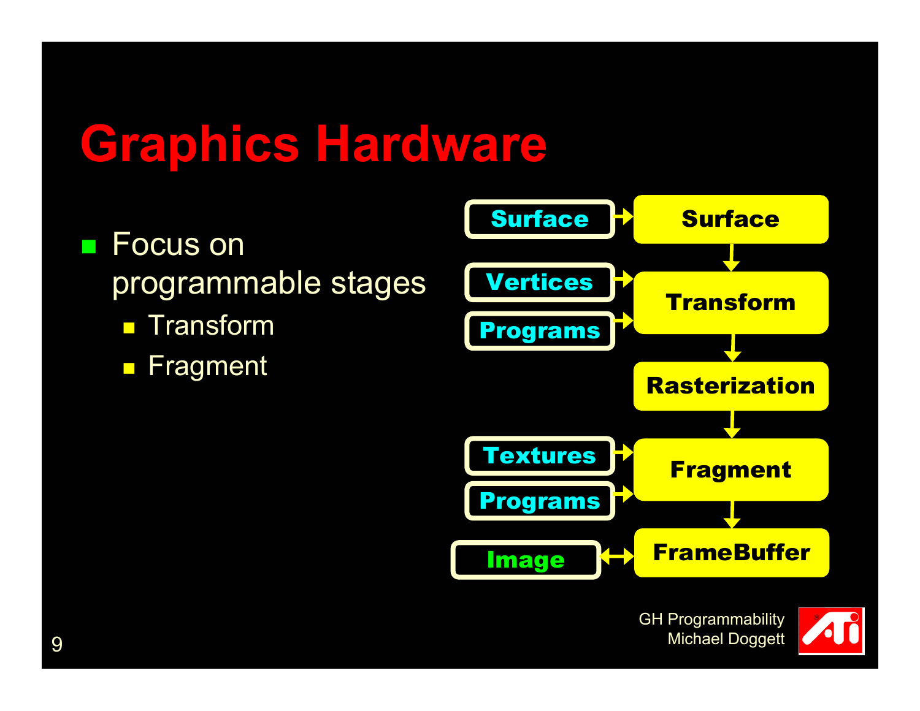# Graphics Hardware

- Focus on programmable stages
  - Transform
  - Fragment

Surface → Surface

Vertices → Transform

Programs → Transform

Transform → Rasterization

Rasterization → Fragment

Textures → Fragment

Programs → Fragment

Fragment → FrameBuffer

Image ↔ FrameBuffer

GH Programmability
Michael Doggett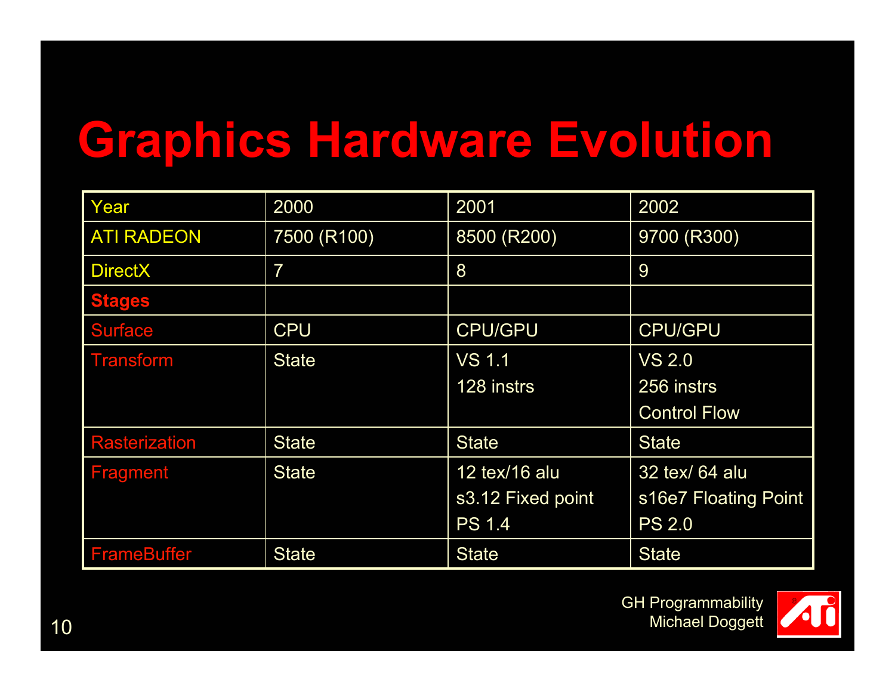# Graphics Hardware Evolution

| Year | 2000 | 2001 | 2002 |
|---|---|---|---|
| ATI RADEON | 7500 (R100) | 8500 (R200) | 9700 (R300) |
| DirectX | 7 | 8 | 9 |
| **Stages** | | | |
| Surface | CPU | CPU/GPU | CPU/GPU |
| Transform | State | VS 1.1<br>128 instrs | VS 2.0<br>256 instrs<br>Control Flow |
| Rasterization | State | State | State |
| Fragment | State | 12 tex/16 alu<br>s3.12 Fixed point<br>PS 1.4 | 32 tex/ 64 alu<br>s16e7 Floating Point<br>PS 2.0 |
| FrameBuffer | State | State | State |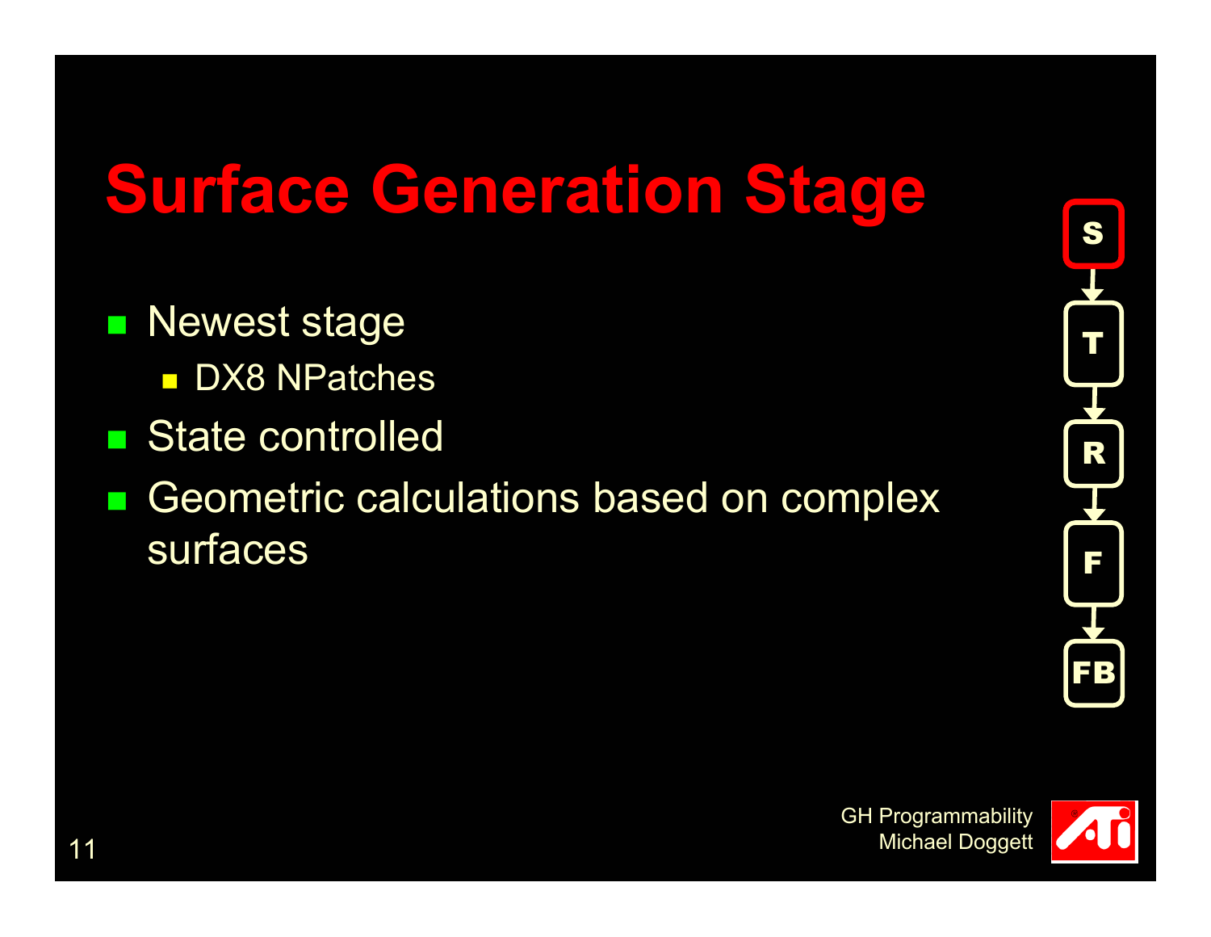# Surface Generation Stage

- Newest stage
  - DX8 NPatches
- State controlled
- Geometric calculations based on complex surfaces

S → T → R → F → FB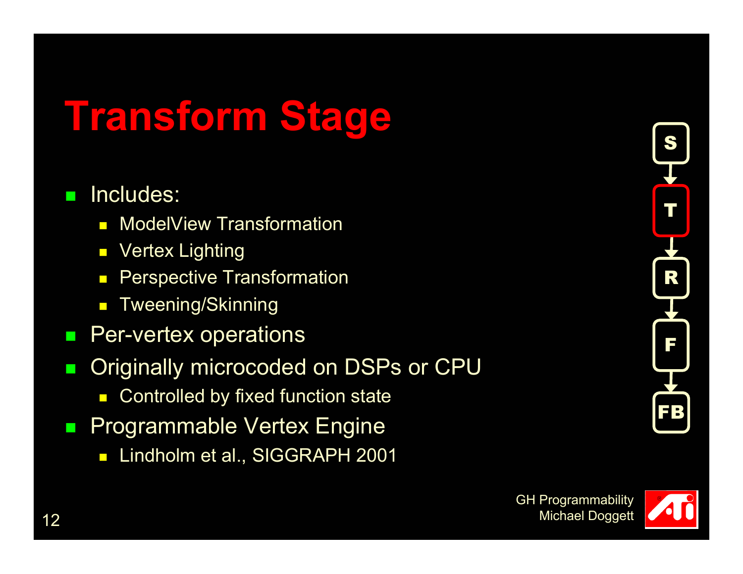# Transform Stage

- Includes:
  - ModelView Transformation
  - Vertex Lighting
  - Perspective Transformation
  - Tweening/Skinning
- Per-vertex operations
- Originally microcoded on DSPs or CPU
  - Controlled by fixed function state
- Programmable Vertex Engine
  - Lindholm et al., SIGGRAPH 2001

S → T → R → F → FB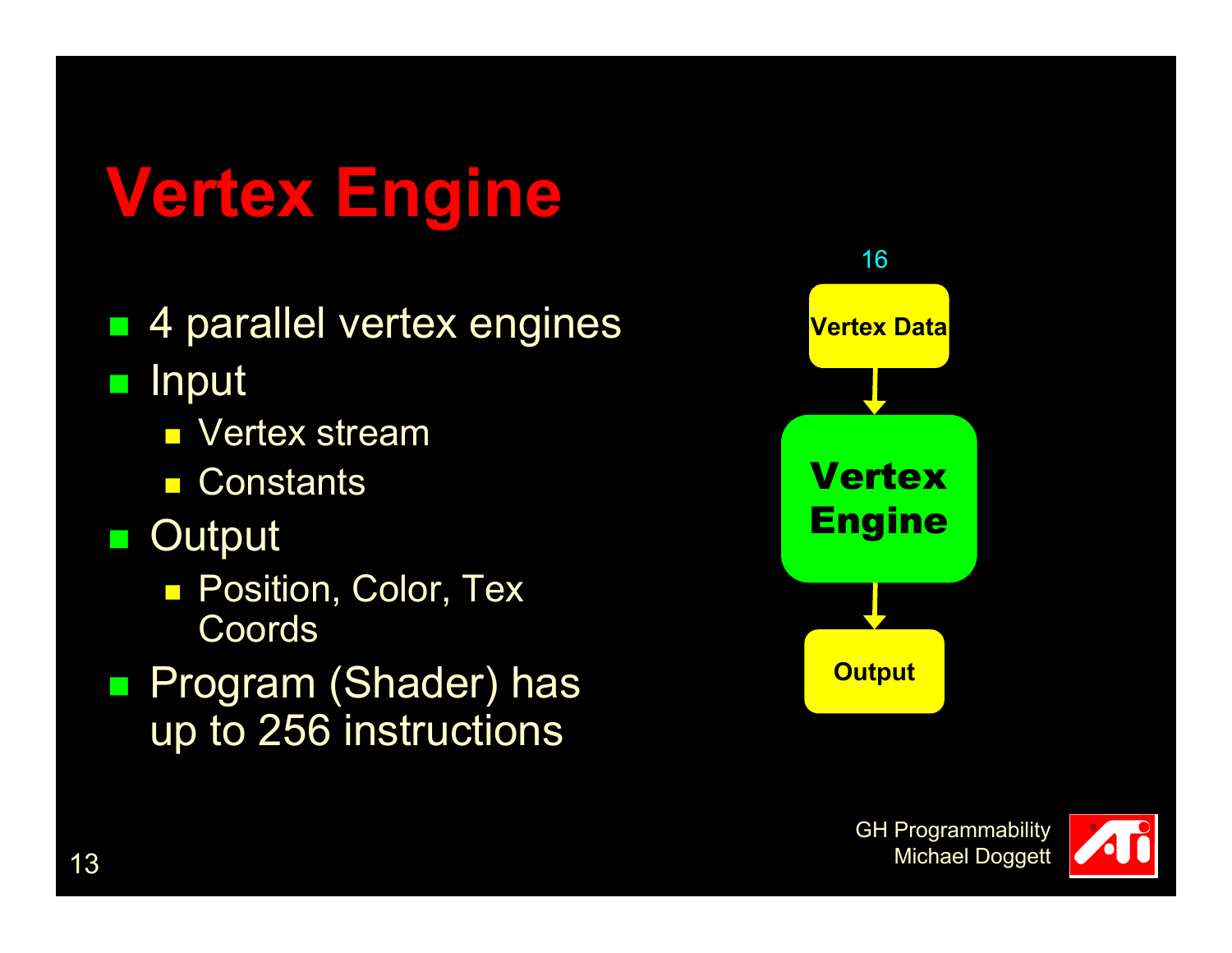# Vertex Engine

- 4 parallel vertex engines
- Input
  - Vertex stream
  - Constants
- Output
  - Position, Color, Tex Coords
- Program (Shader) has up to 256 instructions

16

Vertex Data

Vertex Engine

Output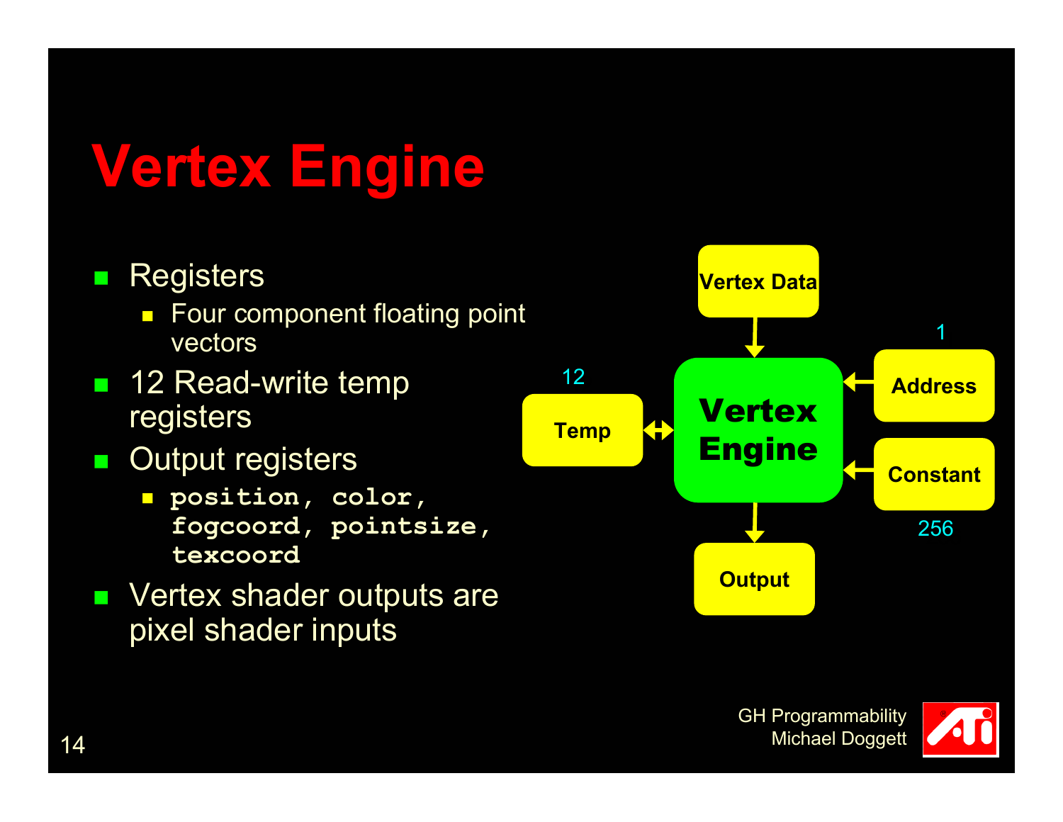# Vertex Engine

- Registers
  - Four component floating point vectors
- 12 Read-write temp registers
- Output registers
  - `position, color, fogcoord, pointsize, texcoord`
- Vertex shader outputs are pixel shader inputs

Vertex Data

12 Temp

Vertex Engine

1 Address

Constant 256

Output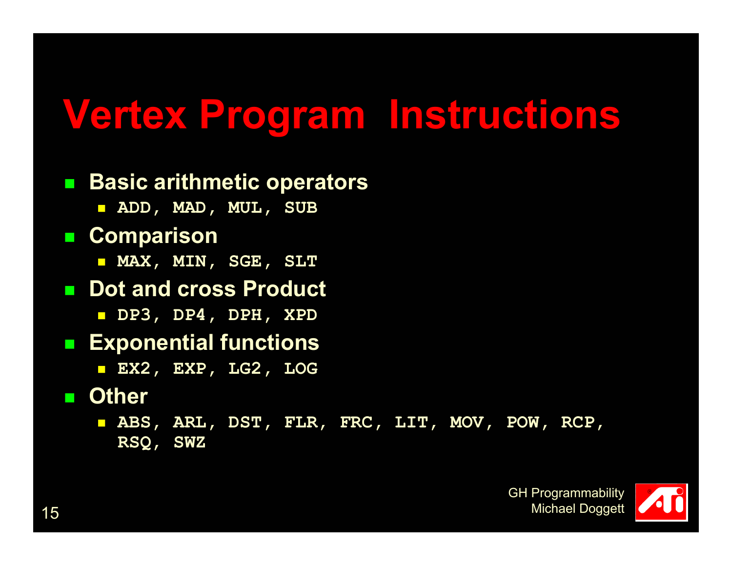# Vertex Program Instructions

- **Basic arithmetic operators**
  - **`ADD, MAD, MUL, SUB`**
- **Comparison**
  - **`MAX, MIN, SGE, SLT`**
- **Dot and cross Product**
  - **`DP3, DP4, DPH, XPD`**
- **Exponential functions**
  - **`EX2, EXP, LG2, LOG`**
- **Other**
  - **`ABS, ARL, DST, FLR, FRC, LIT, MOV, POW, RCP, RSQ, SWZ`**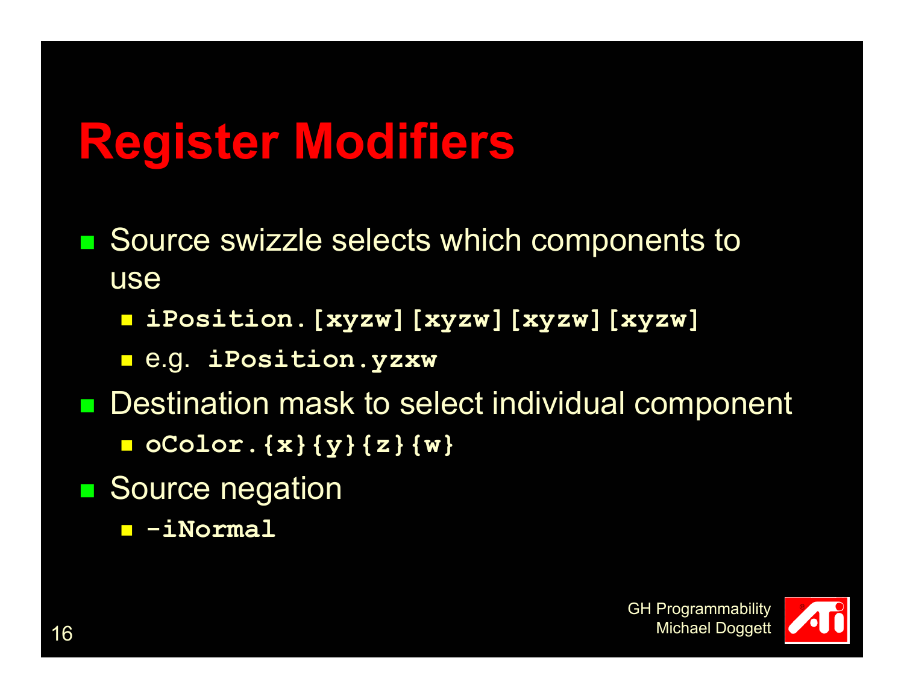# Register Modifiers

- Source swizzle selects which components to use
  - `iPosition.[xyzw][xyzw][xyzw][xyzw]`
  - e.g. `iPosition.yzxw`
- Destination mask to select individual component
  - `oColor.{x}{y}{z}{w}`
- Source negation
  - `-iNormal`

GH Programmability
Michael Doggett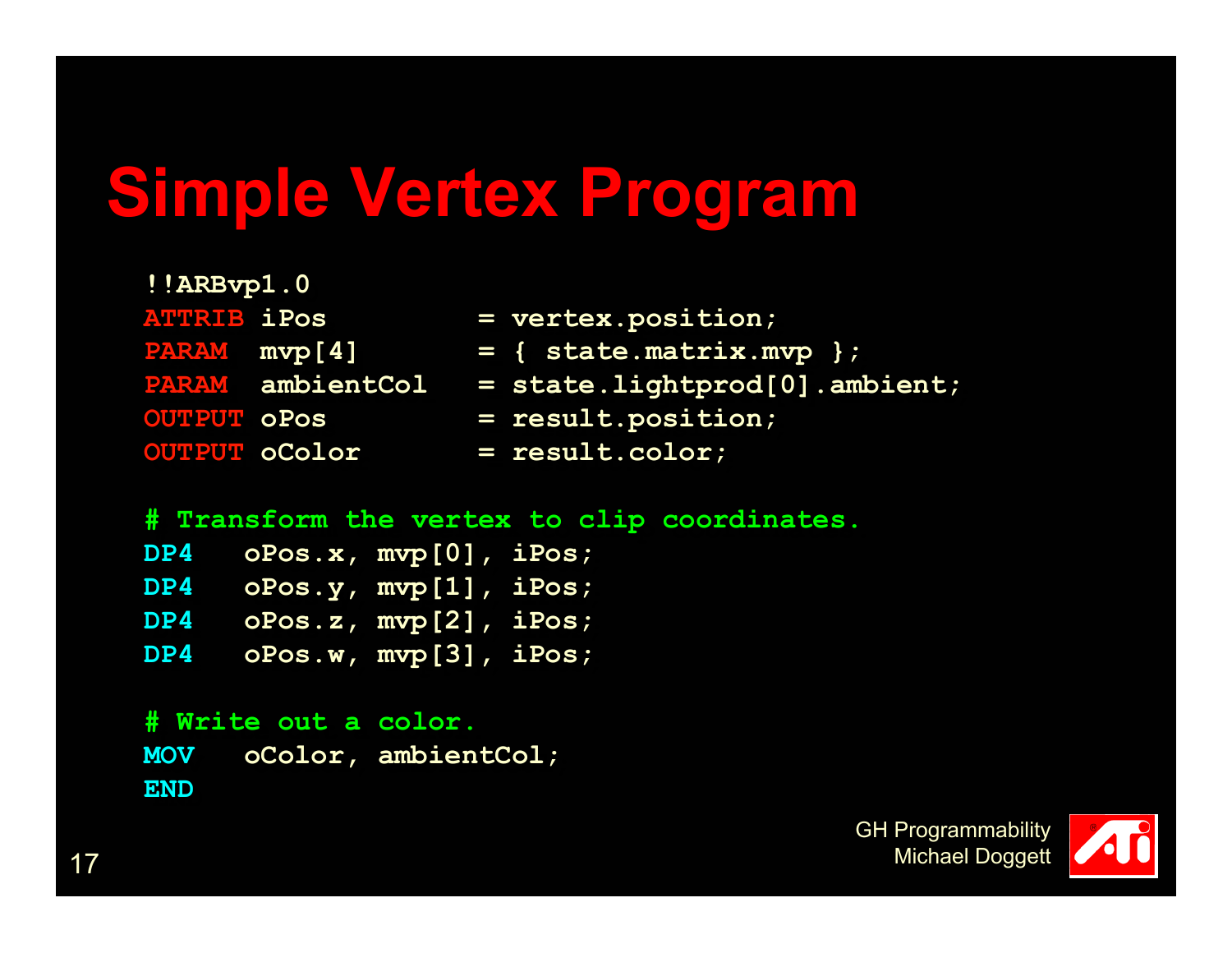# Simple Vertex Program

```
!!ARBvp1.0
ATTRIB iPos         = vertex.position;
PARAM  mvp[4]       = { state.matrix.mvp };
PARAM  ambientCol   = state.lightprod[0].ambient;
OUTPUT oPos         = result.position;
OUTPUT oColor       = result.color;

# Transform the vertex to clip coordinates.
DP4   oPos.x, mvp[0], iPos;
DP4   oPos.y, mvp[1], iPos;
DP4   oPos.z, mvp[2], iPos;
DP4   oPos.w, mvp[3], iPos;

# Write out a color.
MOV   oColor, ambientCol;
END
```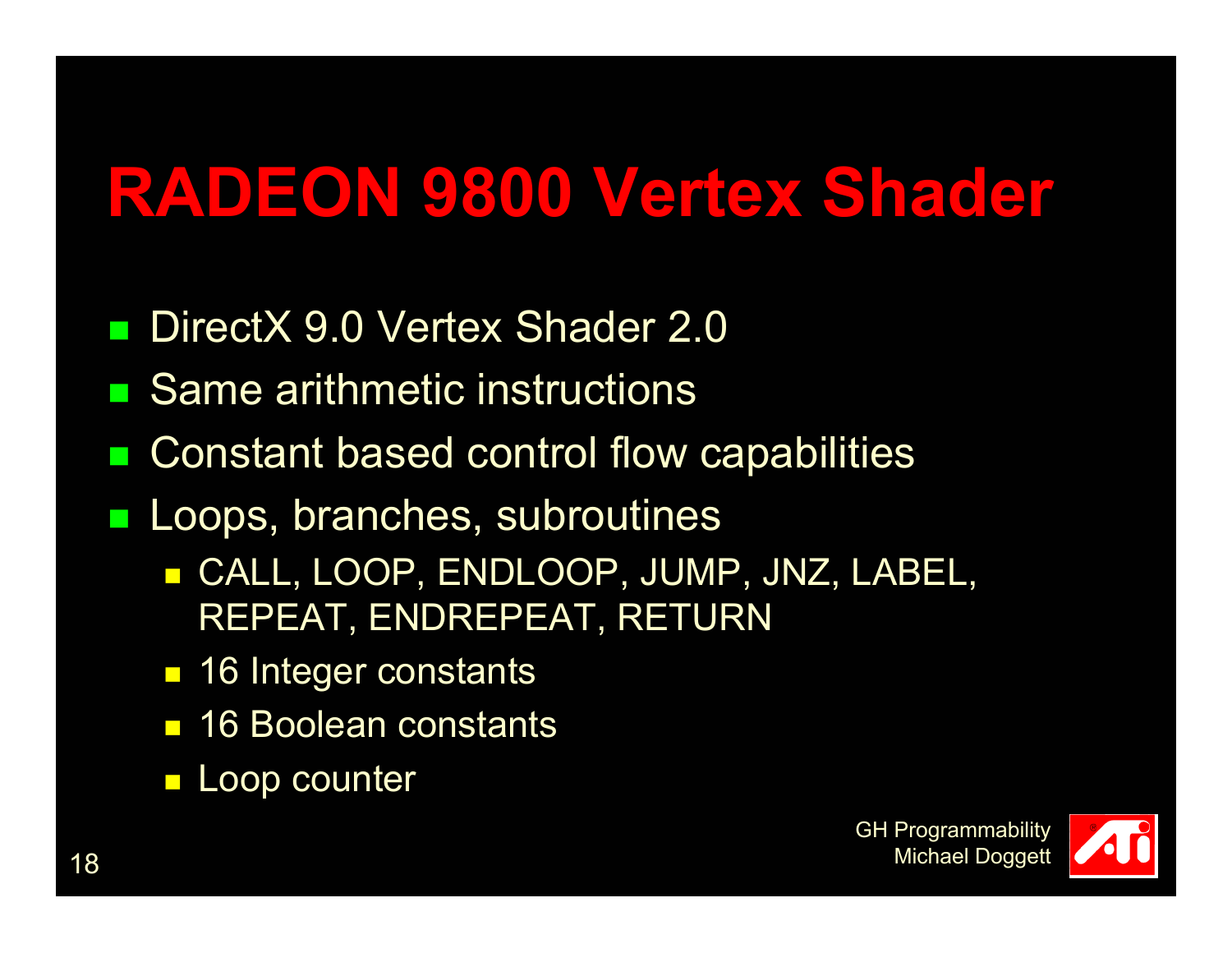# RADEON 9800 Vertex Shader

- DirectX 9.0 Vertex Shader 2.0
- Same arithmetic instructions
- Constant based control flow capabilities
- Loops, branches, subroutines
  - CALL, LOOP, ENDLOOP, JUMP, JNZ, LABEL, REPEAT, ENDREPEAT, RETURN
  - 16 Integer constants
  - 16 Boolean constants
  - Loop counter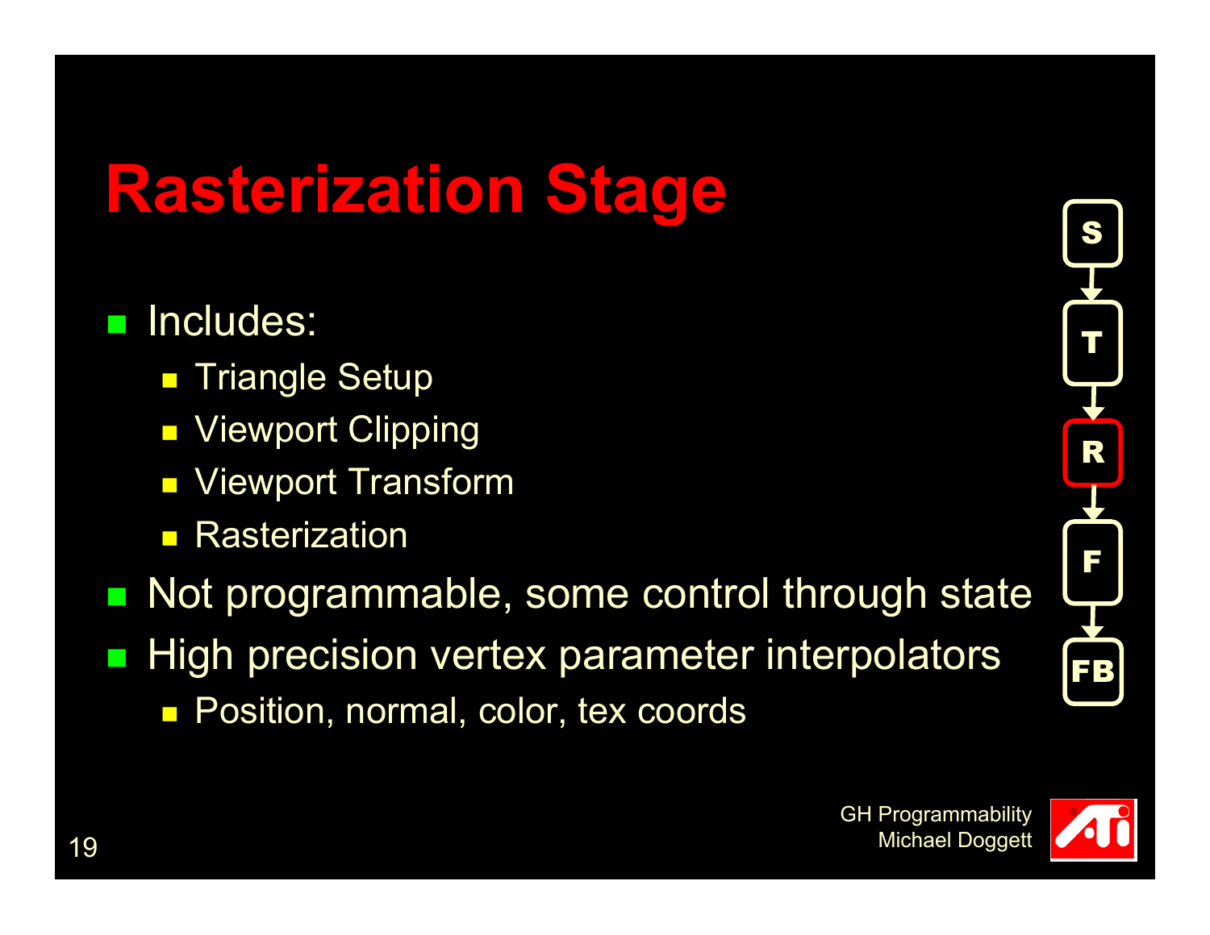# Rasterization Stage

- Includes:
  - Triangle Setup
  - Viewport Clipping
  - Viewport Transform
  - Rasterization
- Not programmable, some control through state
- High precision vertex parameter interpolators
  - Position, normal, color, tex coords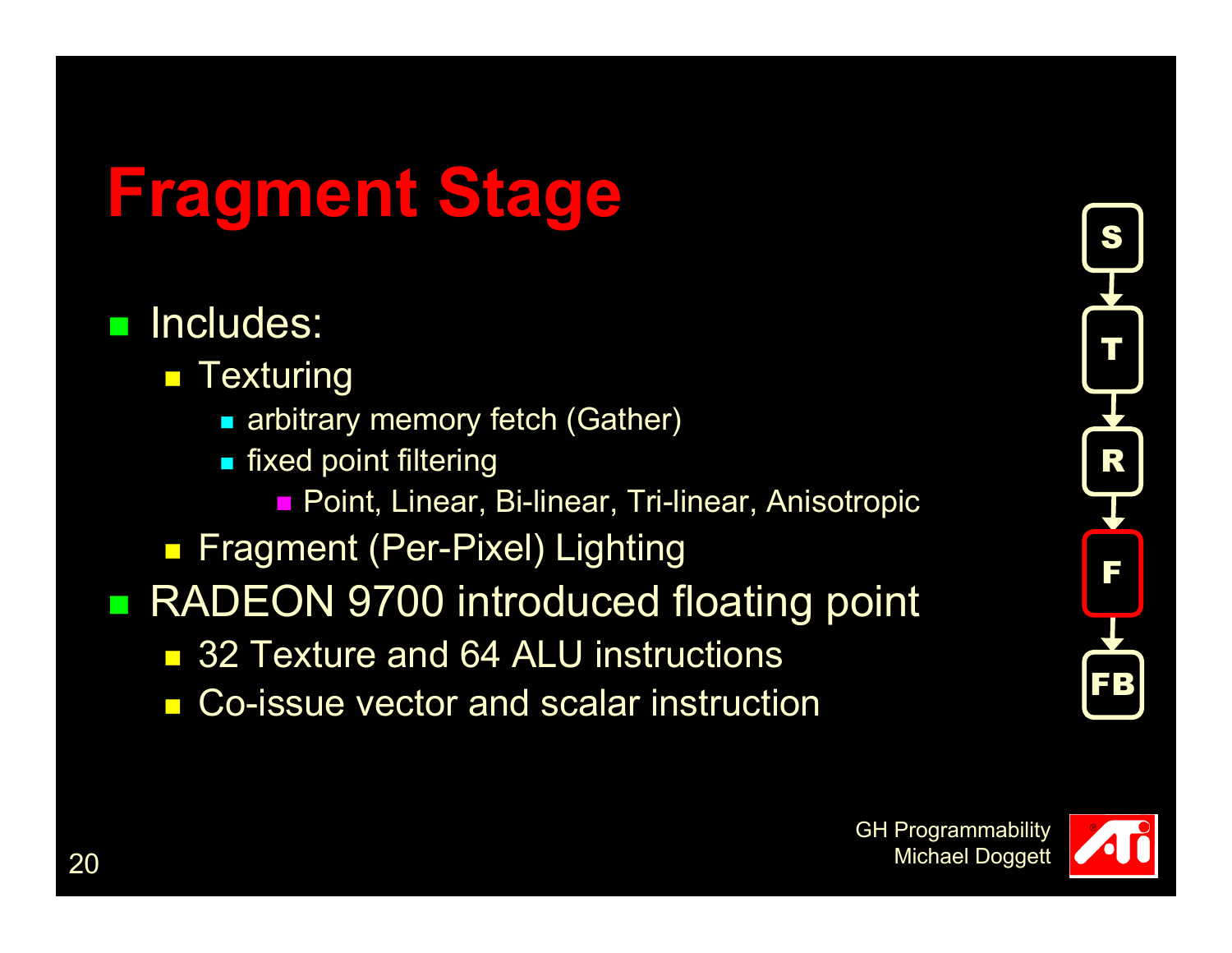# Fragment Stage

- Includes:
  - Texturing
    - arbitrary memory fetch (Gather)
    - fixed point filtering
      - Point, Linear, Bi-linear, Tri-linear, Anisotropic
  - Fragment (Per-Pixel) Lighting
- RADEON 9700 introduced floating point
  - 32 Texture and 64 ALU instructions
  - Co-issue vector and scalar instruction

S → T → R → F → FB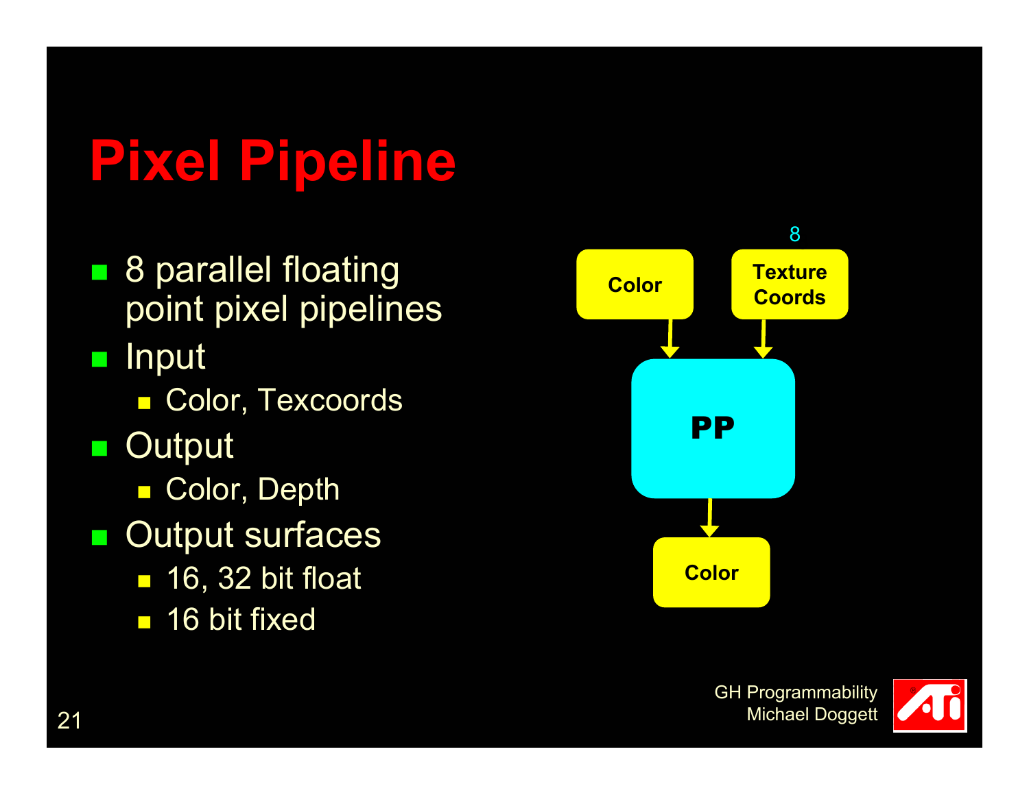# Pixel Pipeline

- 8 parallel floating point pixel pipelines
- Input
  - Color, Texcoords
- Output
  - Color, Depth
- Output surfaces
  - 16, 32 bit float
  - 16 bit fixed

Color → PP ← Texture Coords (8)

PP → Color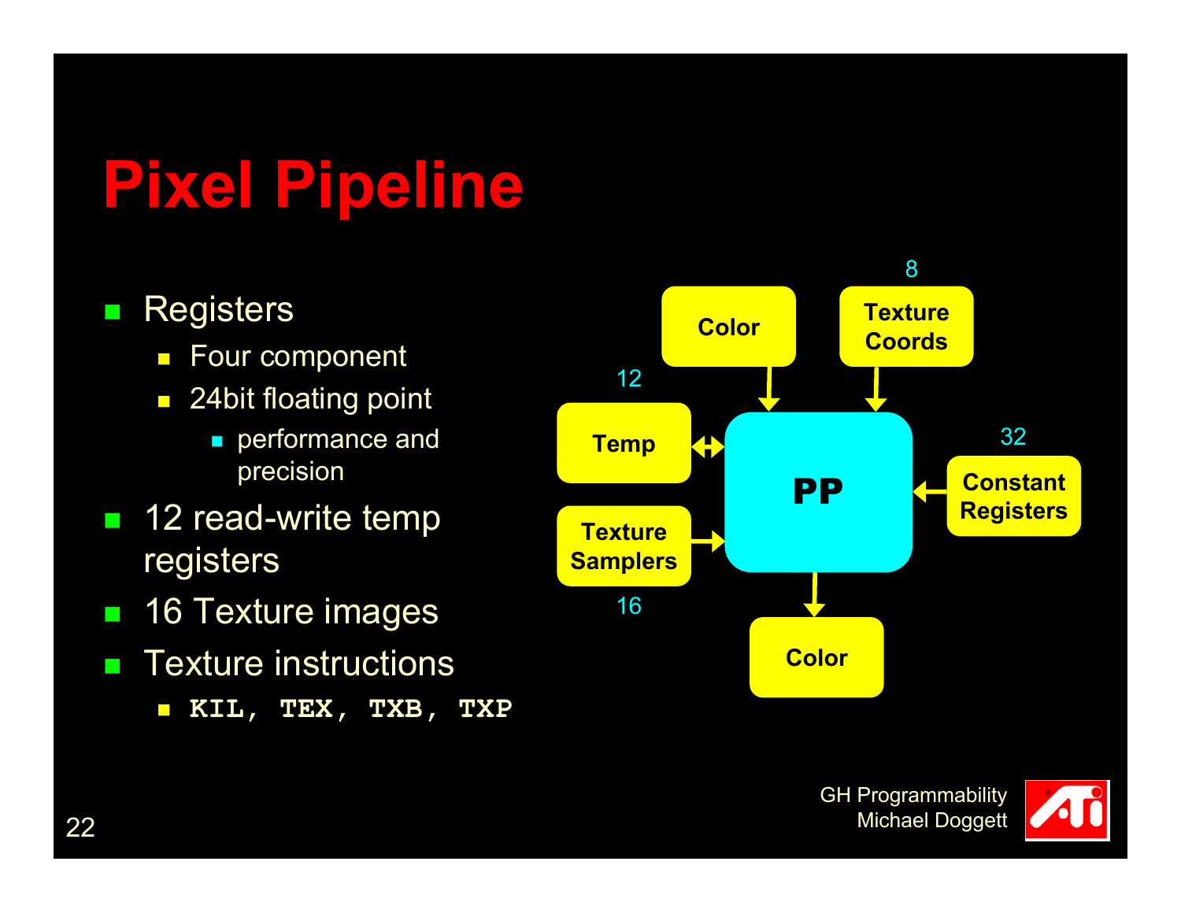# Pixel Pipeline

- Registers
  - Four component
  - 24bit floating point
    - performance and precision
- 12 read-write temp registers
- 16 Texture images
- Texture instructions
  - `KIL, TEX, TXB, TXP`

Color

8 Texture Coords

12 Temp

PP

32 Constant Registers

Texture Samplers 16

Color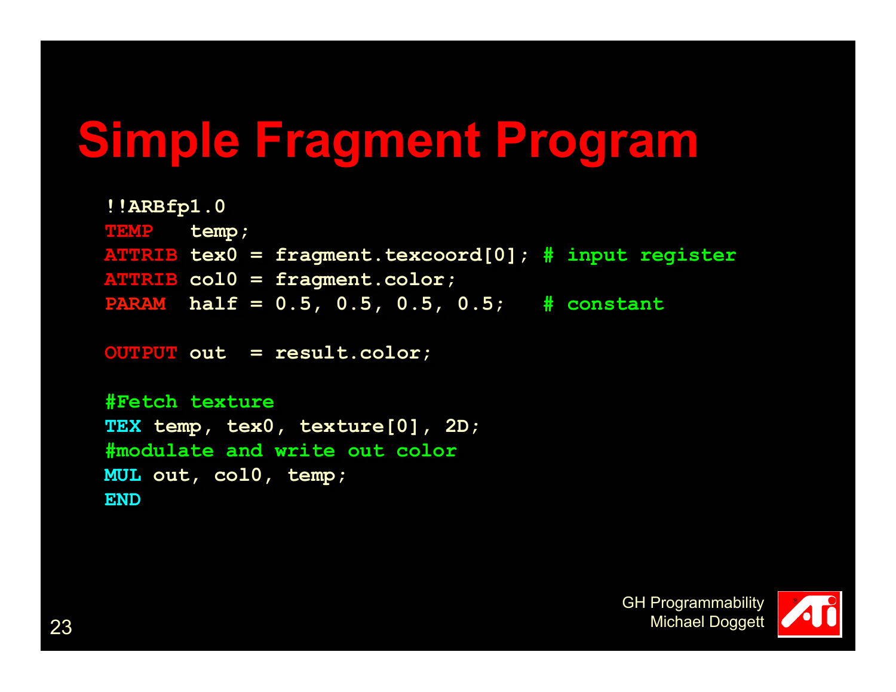# Simple Fragment Program

```
!!ARBfp1.0
TEMP   temp;
ATTRIB tex0 = fragment.texcoord[0]; # input register
ATTRIB col0 = fragment.color;
PARAM  half = 0.5, 0.5, 0.5, 0.5;   # constant

OUTPUT out  = result.color;

#Fetch texture
TEX temp, tex0, texture[0], 2D;
#modulate and write out color
MUL out, col0, temp;
END
```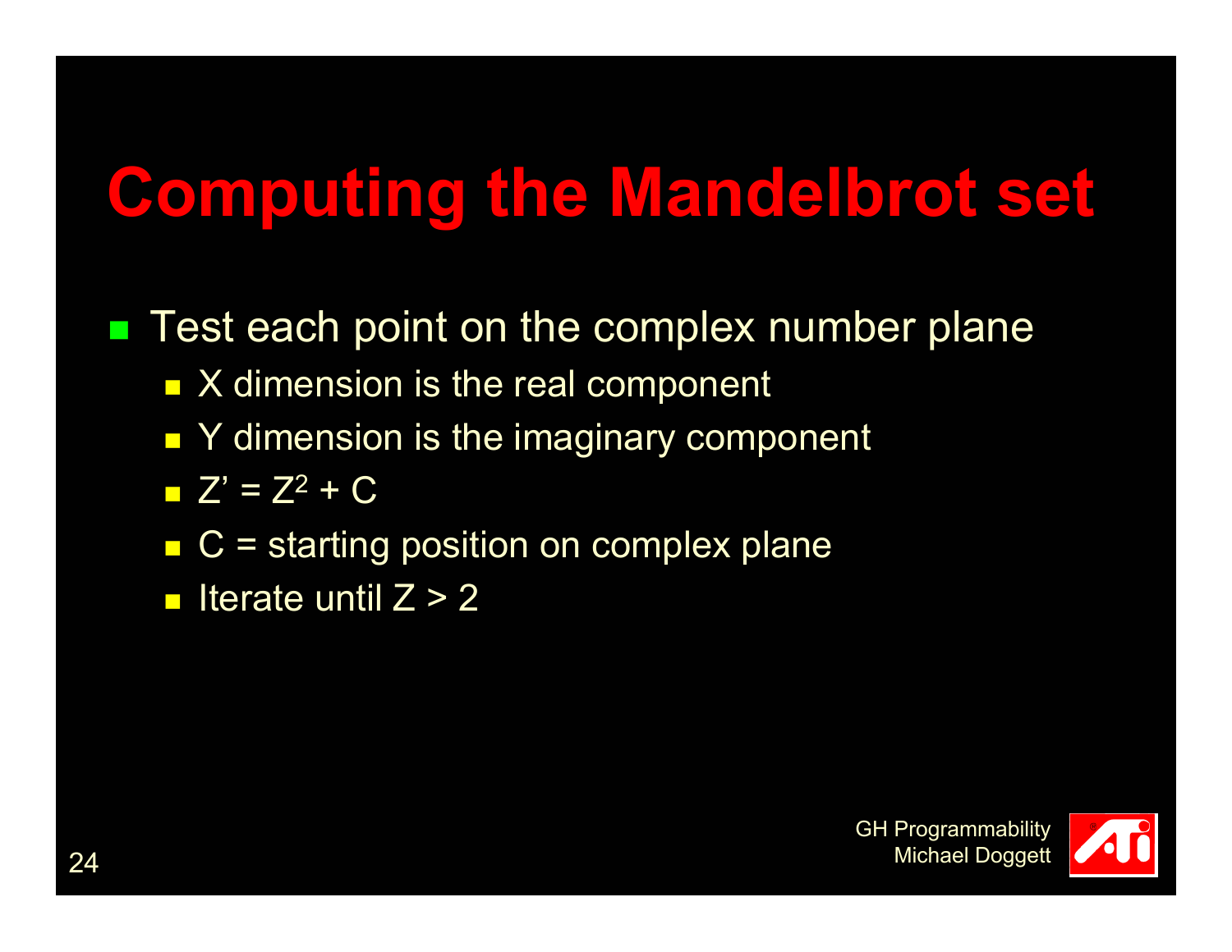# Computing the Mandelbrot set

- Test each point on the complex number plane
  - X dimension is the real component
  - Y dimension is the imaginary component
  - $Z' = Z^2 + C$
  - C = starting position on complex plane
  - Iterate until $Z > 2$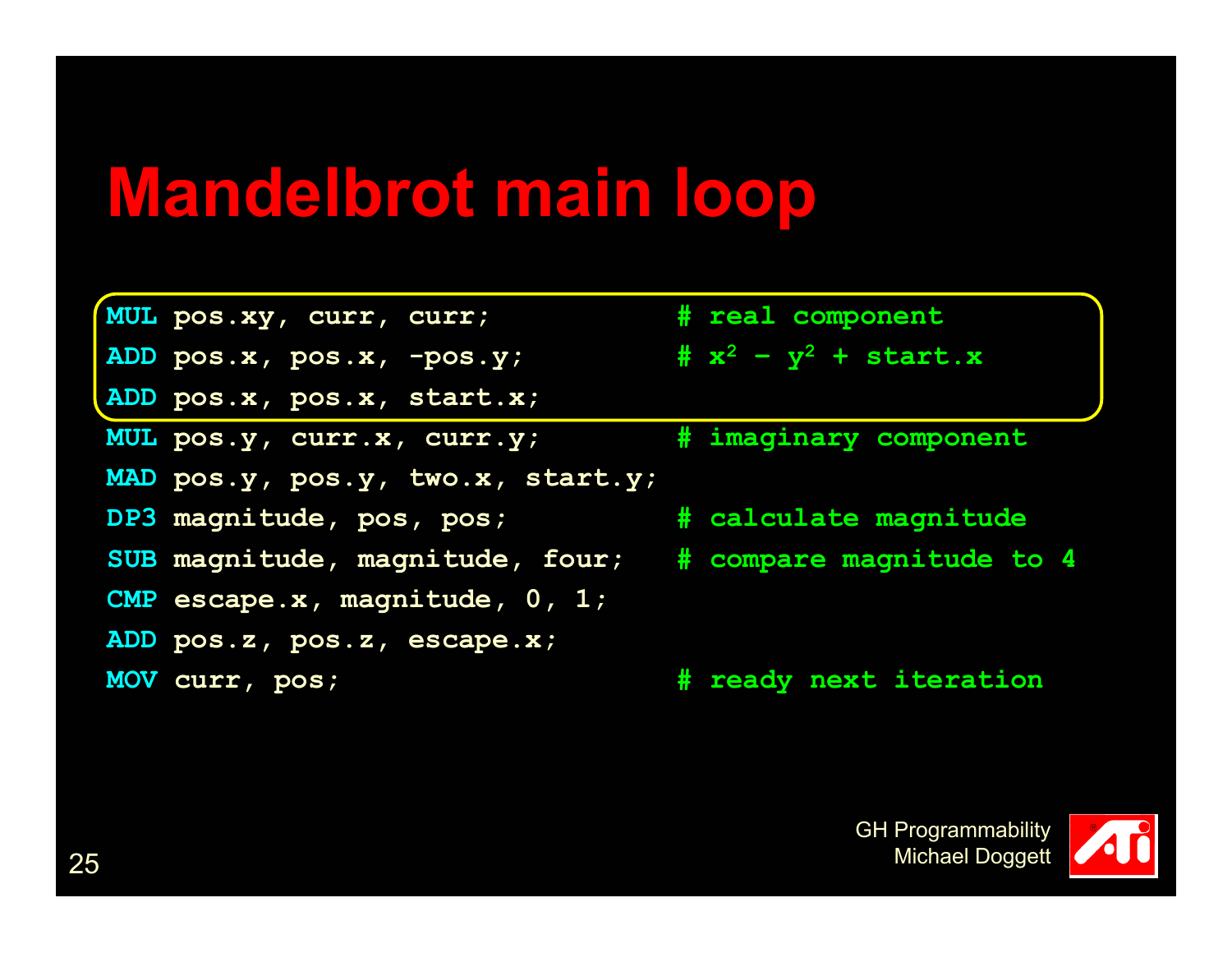# Mandelbrot main loop

```
MUL pos.xy, curr, curr;            # real component
ADD pos.x, pos.x, -pos.y;          # x² - y² + start.x
ADD pos.x, pos.x, start.x;
MUL pos.y, curr.x, curr.y;         # imaginary component
MAD pos.y, pos.y, two.x, start.y;
DP3 magnitude, pos, pos;           # calculate magnitude
SUB magnitude, magnitude, four;    # compare magnitude to 4
CMP escape.x, magnitude, 0, 1;
ADD pos.z, pos.z, escape.x;
MOV curr, pos;                     # ready next iteration
```

GH Programmability
Michael Doggett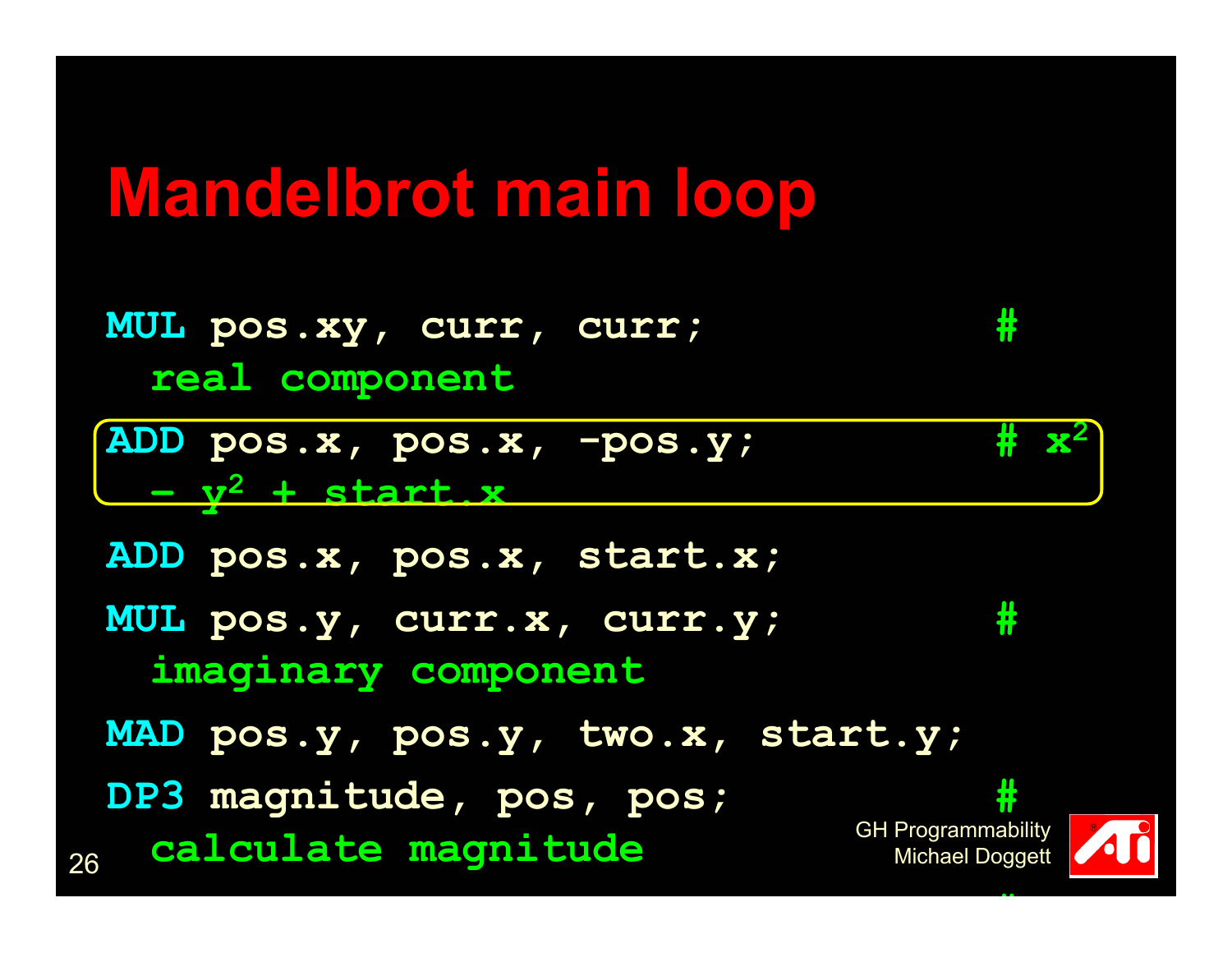# Mandelbrot main loop

```
MUL pos.xy, curr, curr;          # real component
ADD pos.x, pos.x, -pos.y;        # x² - y² + start.x
ADD pos.x, pos.x, start.x;
MUL pos.y, curr.x, curr.y;       # imaginary component
MAD pos.y, pos.y, two.x, start.y;
DP3 magnitude, pos, pos;         # calculate magnitude
```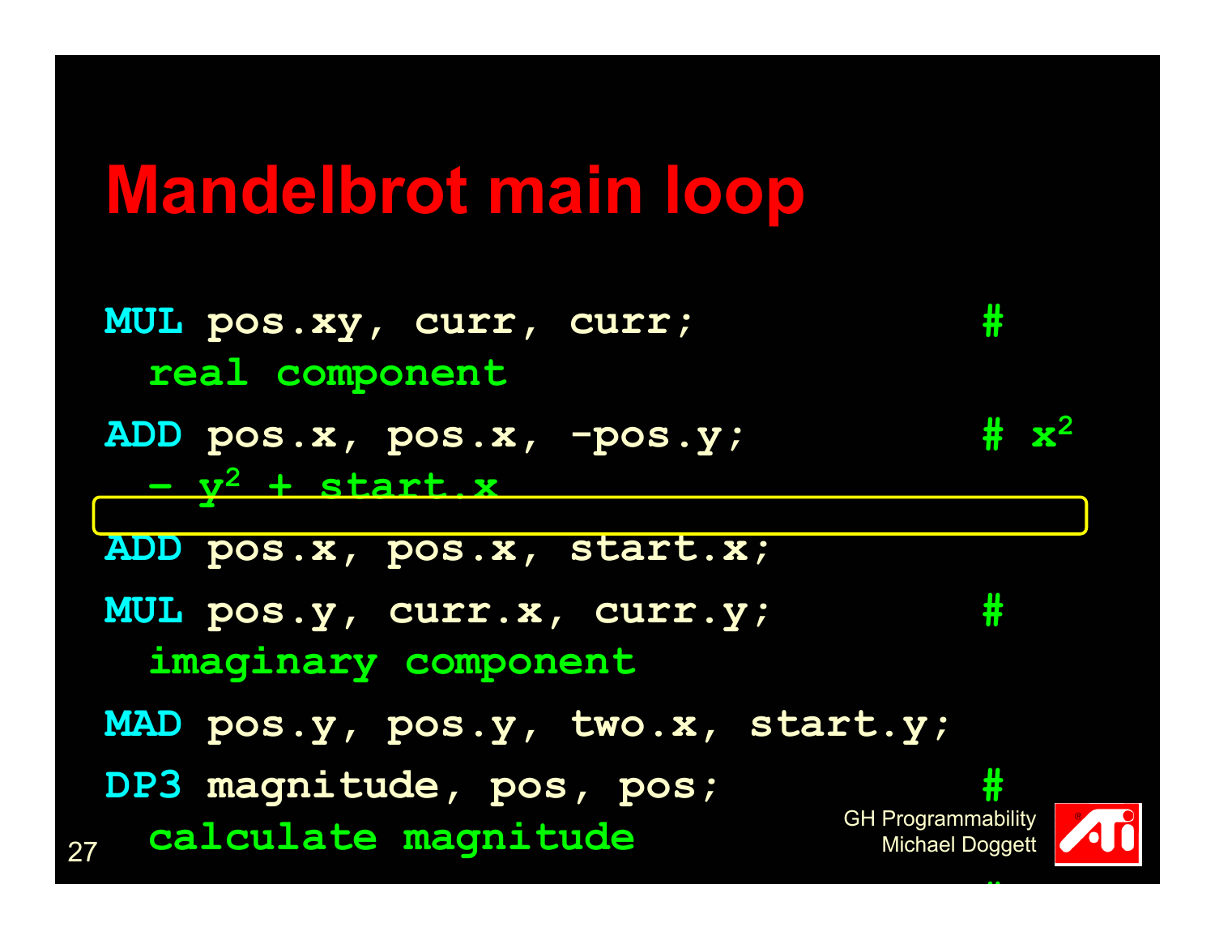# Mandelbrot main loop

```
MUL pos.xy, curr, curr;             # real component
ADD pos.x, pos.x, -pos.y;           # x² - y² + start.x
ADD pos.x, pos.x, start.x;
MUL pos.y, curr.x, curr.y;          # imaginary component
MAD pos.y, pos.y, two.x, start.y;
DP3 magnitude, pos, pos;            # calculate magnitude
```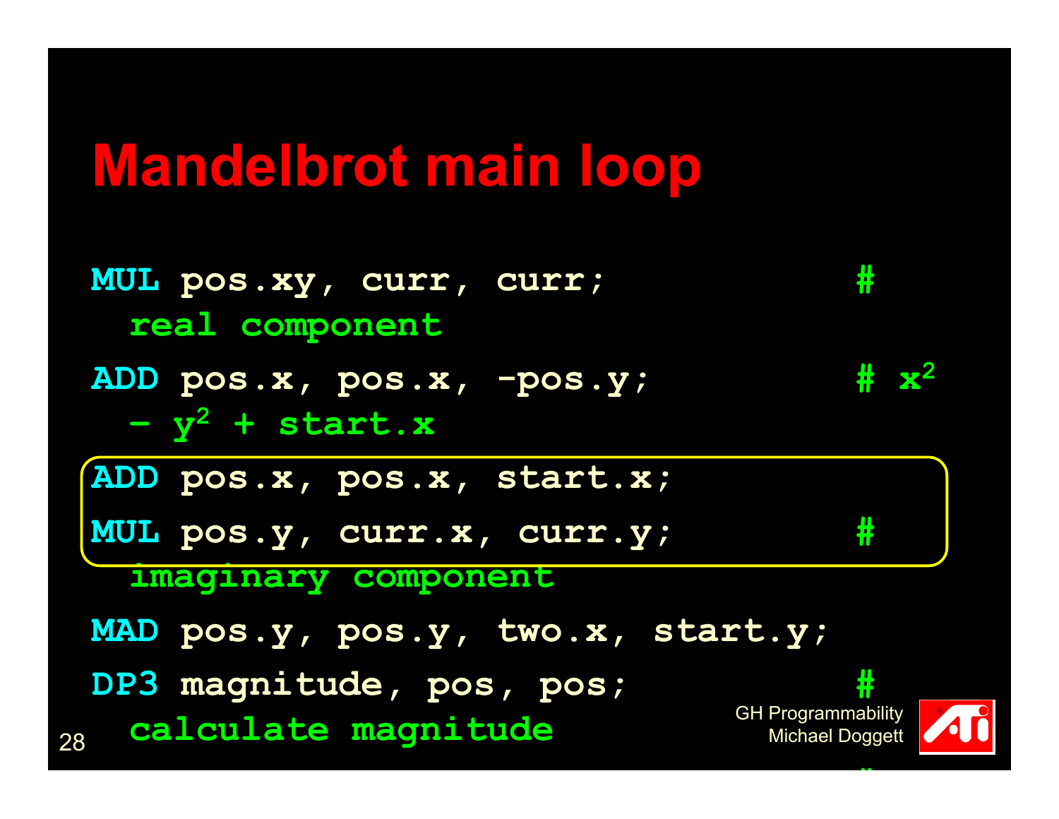# Mandelbrot main loop

```
MUL pos.xy, curr, curr;                  # real component
ADD pos.x, pos.x, -pos.y;                # x² - y² + start.x
ADD pos.x, pos.x, start.x;
MUL pos.y, curr.x, curr.y;               # imaginary component
MAD pos.y, pos.y, two.x, start.y;
DP3 magnitude, pos, pos;                 # calculate magnitude
```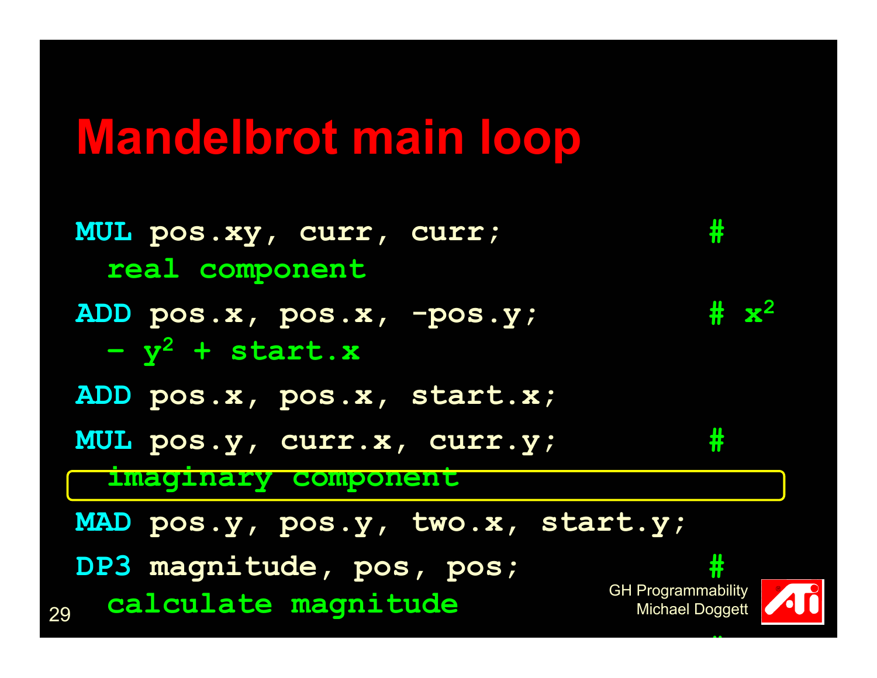# Mandelbrot main loop

```
MUL pos.xy, curr, curr;          # real component
ADD pos.x, pos.x, -pos.y;        # x² - y² + start.x
ADD pos.x, pos.x, start.x;
MUL pos.y, curr.x, curr.y;       # imaginary component
MAD pos.y, pos.y, two.x, start.y;
DP3 magnitude, pos, pos;         # calculate magnitude
```

GH Programmability
Michael Doggett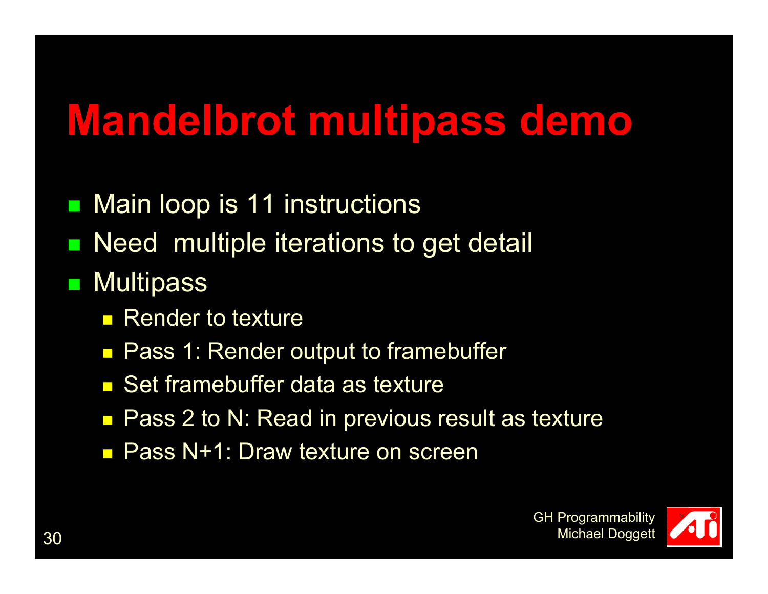# Mandelbrot multipass demo

- Main loop is 11 instructions
- Need  multiple iterations to get detail
- Multipass
  - Render to texture
  - Pass 1: Render output to framebuffer
  - Set framebuffer data as texture
  - Pass 2 to N: Read in previous result as texture
  - Pass N+1: Draw texture on screen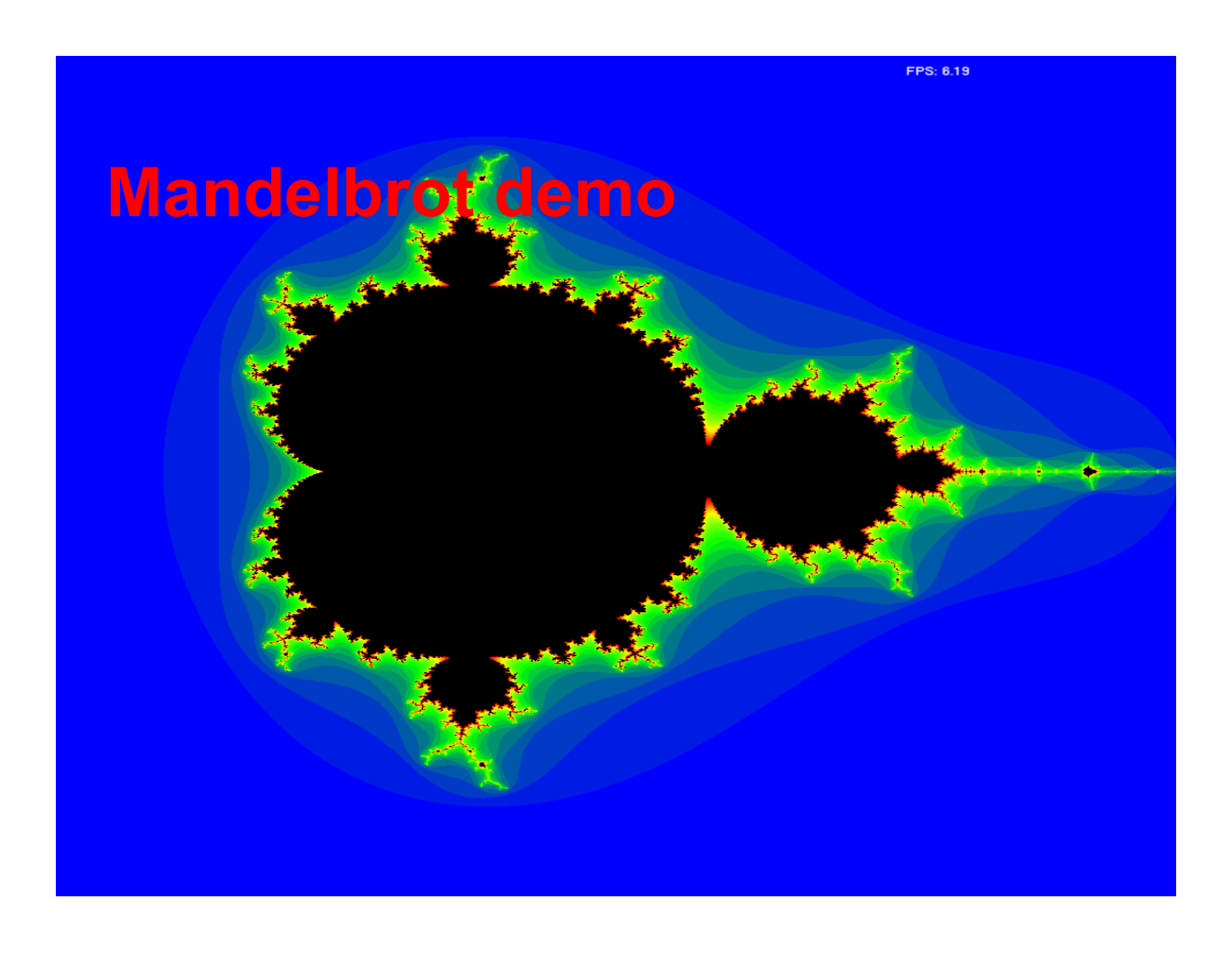# Mandelbrot demo

FPS: 6.19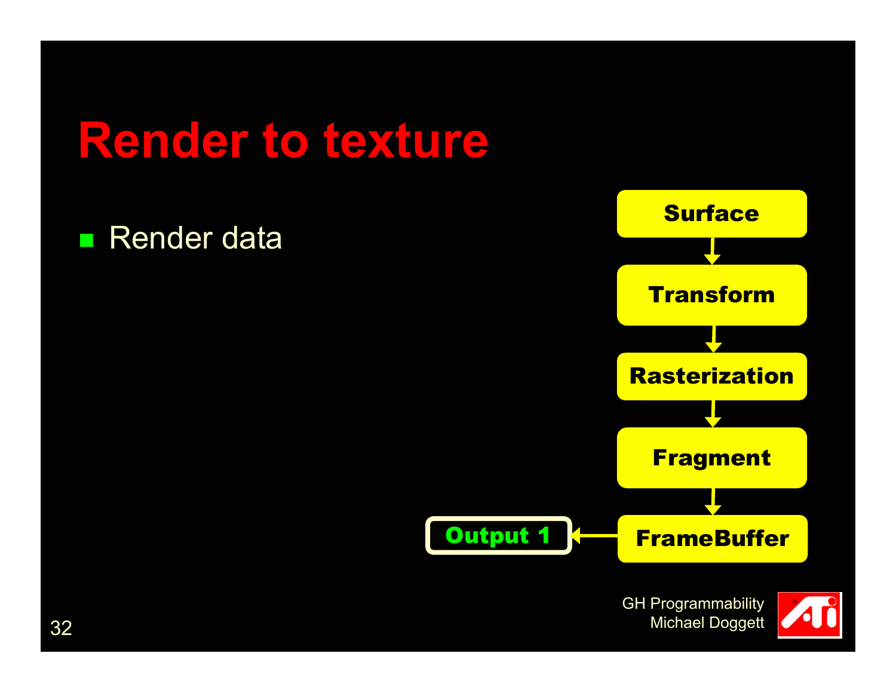# Render to texture

- Render data

Surface → Transform → Rasterization → Fragment → FrameBuffer → Output 1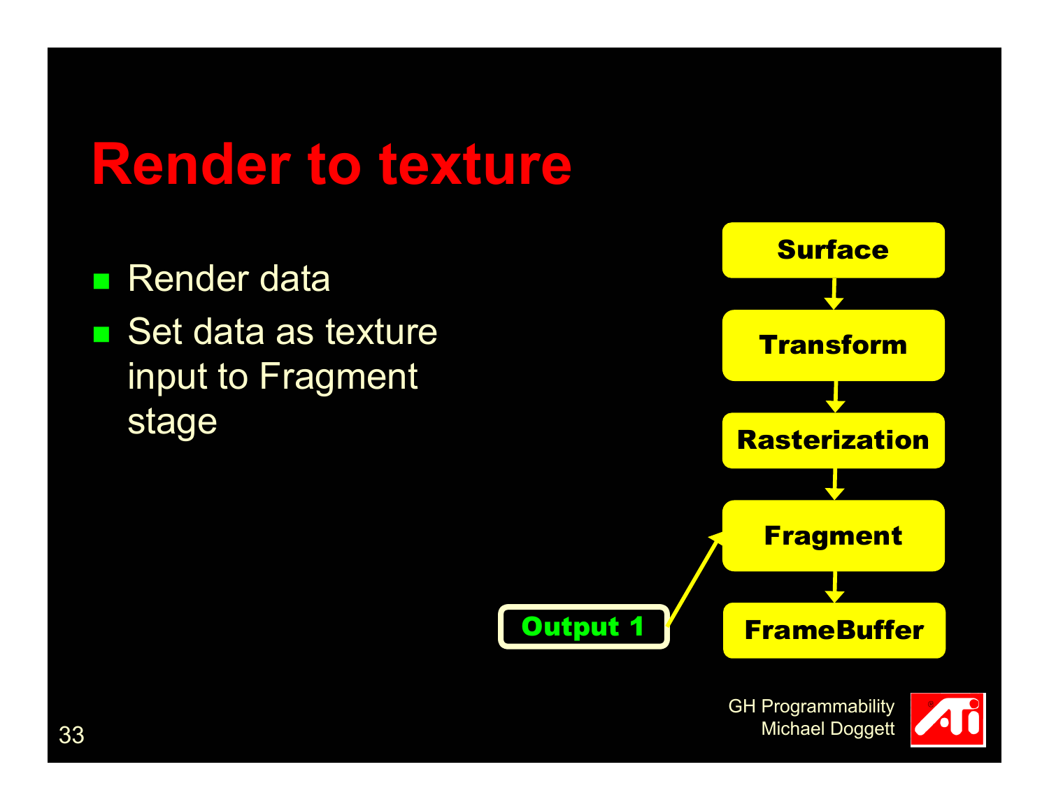# Render to texture

- Render data
- Set data as texture input to Fragment stage

Surface → Transform → Rasterization → Fragment → FrameBuffer

Output 1 → Fragment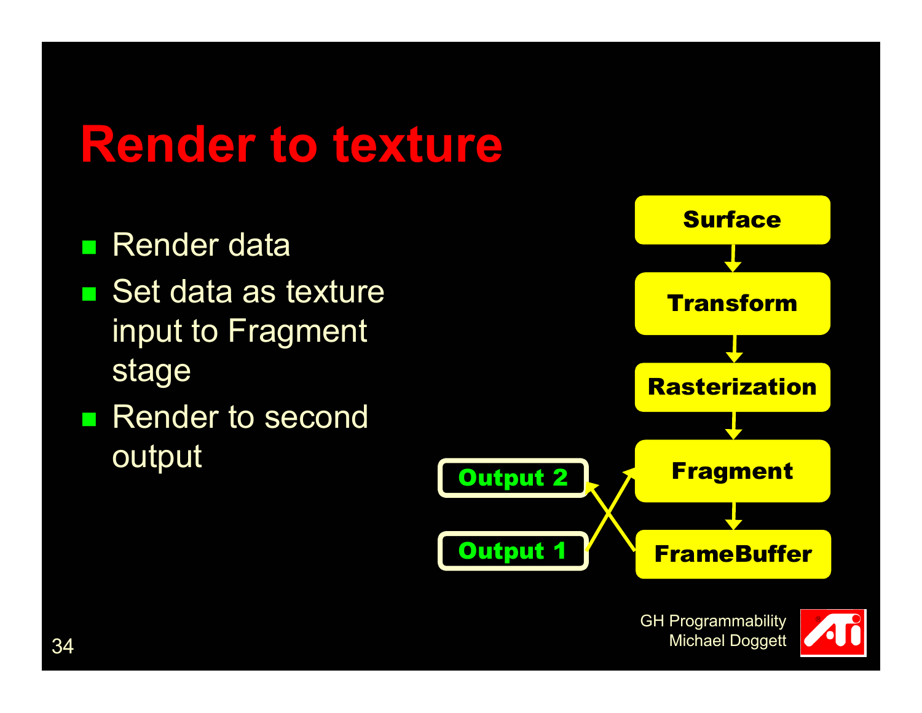# Render to texture

- Render data
- Set data as texture input to Fragment stage
- Render to second output

Surface → Transform → Rasterization → Fragment → FrameBuffer

Output 2

Output 1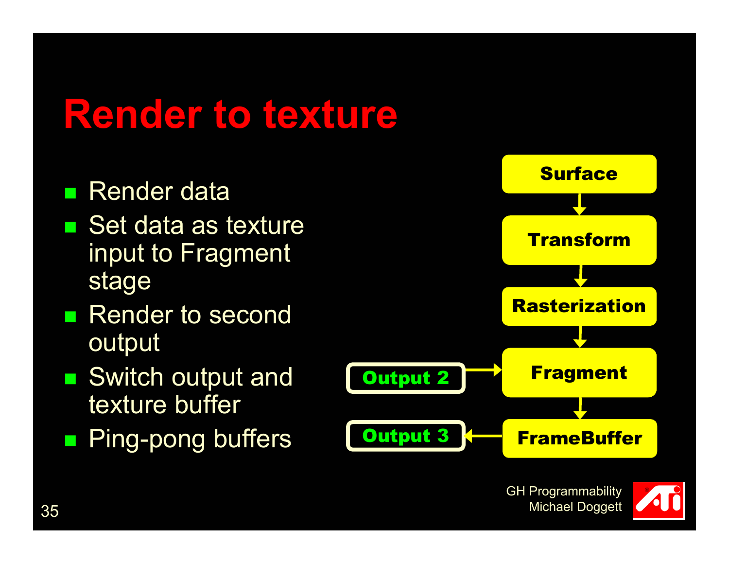# Render to texture

- Render data
- Set data as texture input to Fragment stage
- Render to second output
- Switch output and texture buffer
- Ping-pong buffers

Surface → Transform → Rasterization → Fragment → FrameBuffer

Output 2 → Fragment

FrameBuffer → Output 3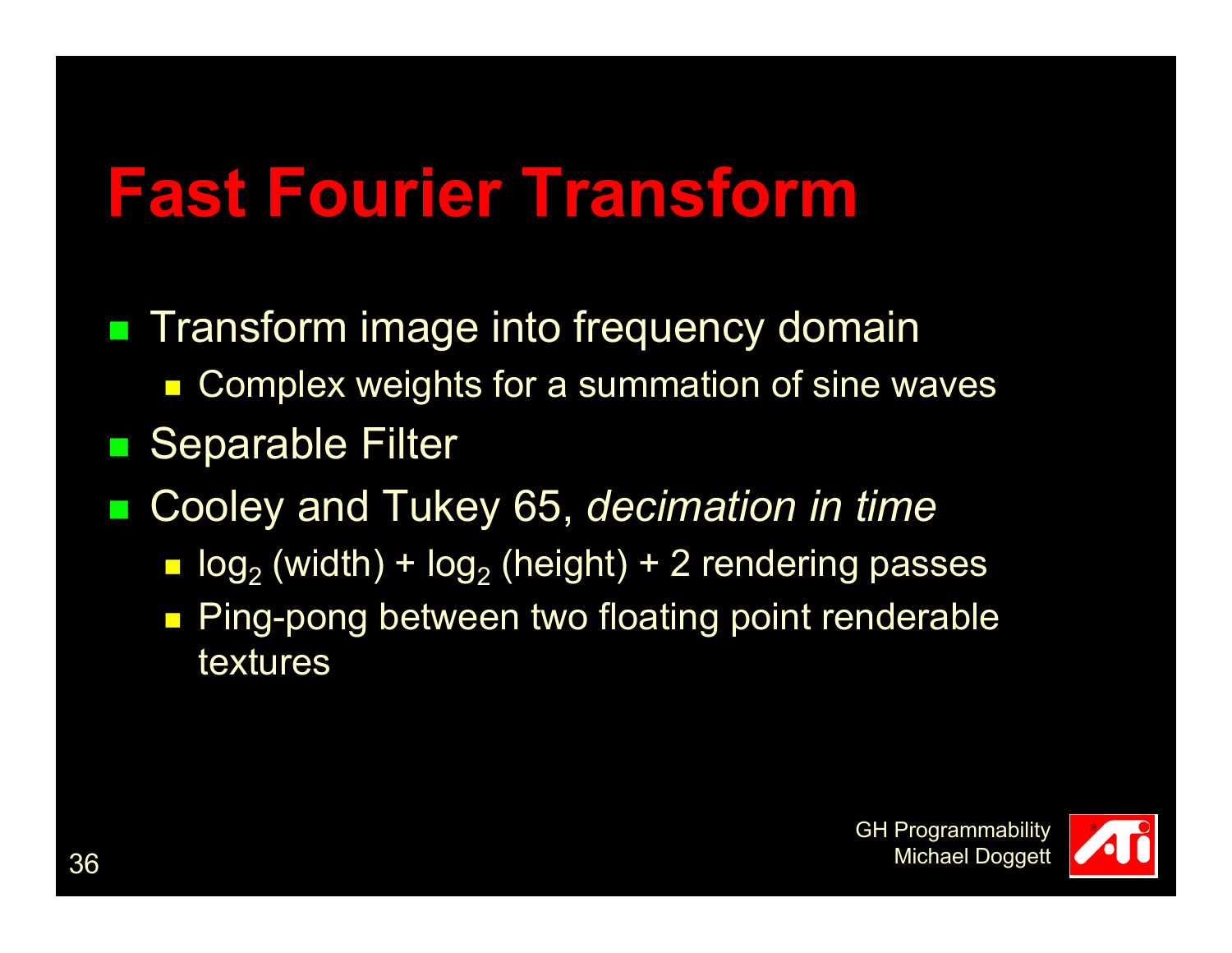# Fast Fourier Transform

- Transform image into frequency domain
  - Complex weights for a summation of sine waves
- Separable Filter
- Cooley and Tukey 65, *decimation in time*
  - $\log_2$ (width) + $\log_2$ (height) + 2 rendering passes
  - Ping-pong between two floating point renderable textures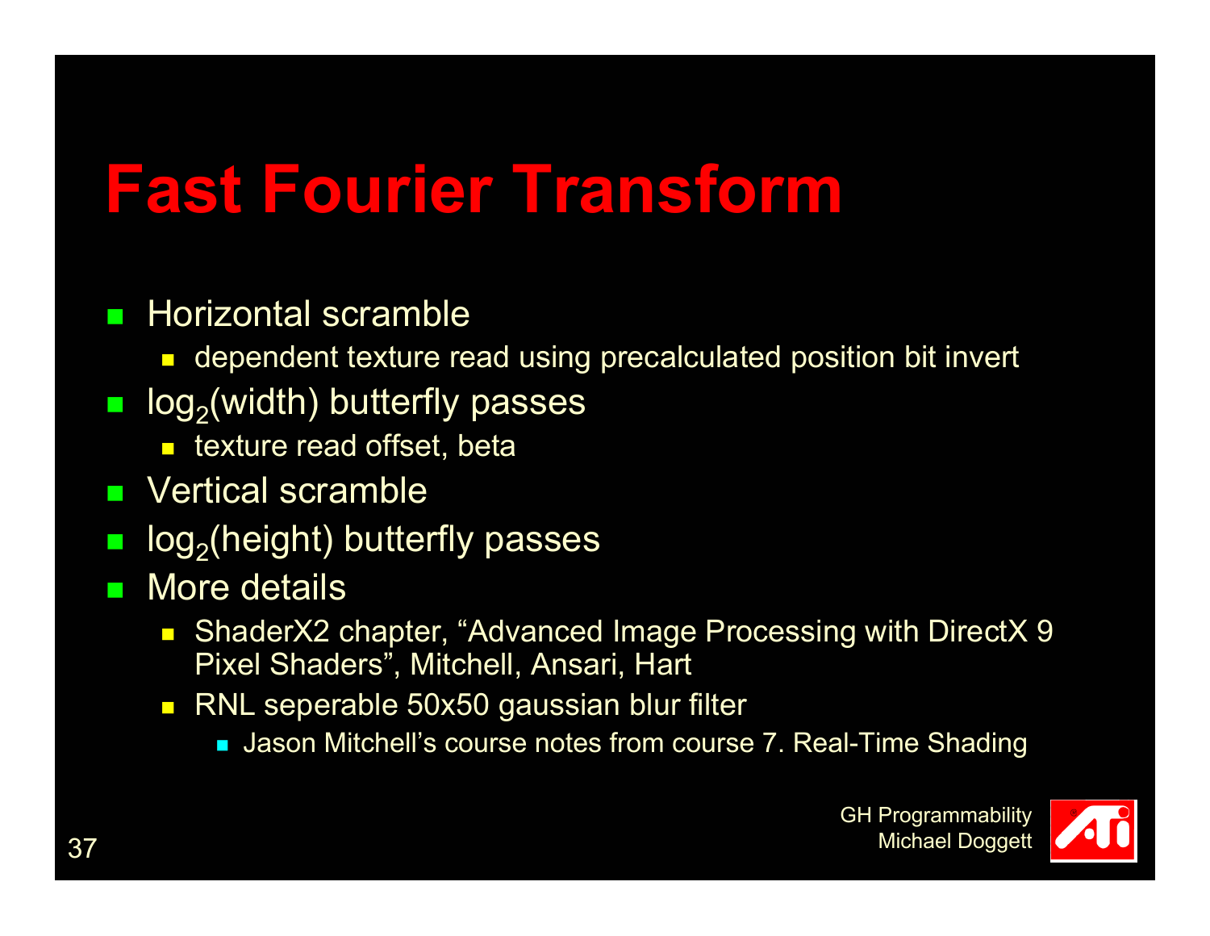# Fast Fourier Transform

- Horizontal scramble
  - dependent texture read using precalculated position bit invert
- $\log_2$(width) butterfly passes
  - texture read offset, beta
- Vertical scramble
- $\log_2$(height) butterfly passes
- More details
  - ShaderX2 chapter, “Advanced Image Processing with DirectX 9 Pixel Shaders”, Mitchell, Ansari, Hart
  - RNL seperable 50x50 gaussian blur filter
    - Jason Mitchell’s course notes from course 7. Real-Time Shading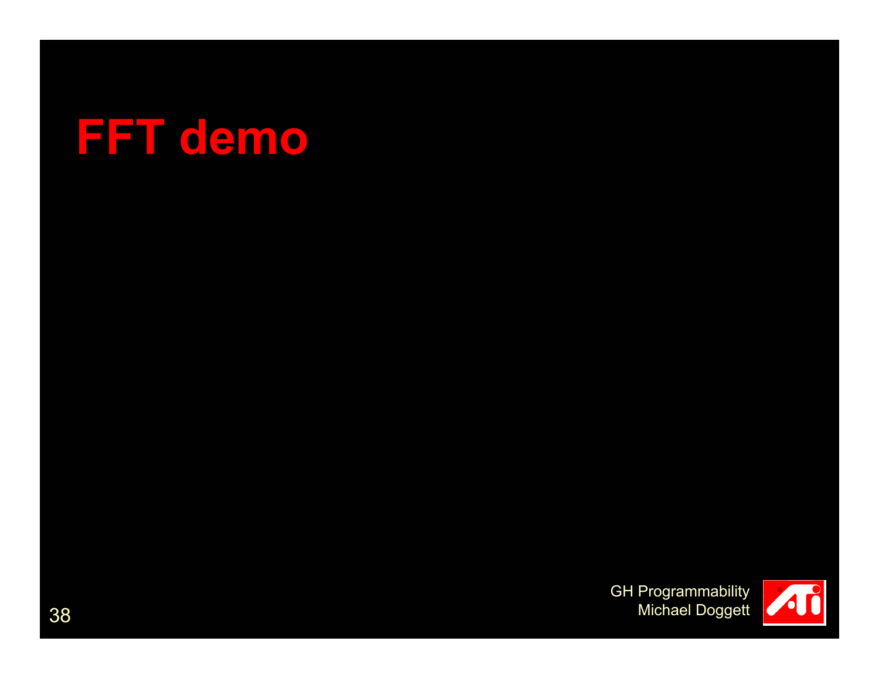# FFT demo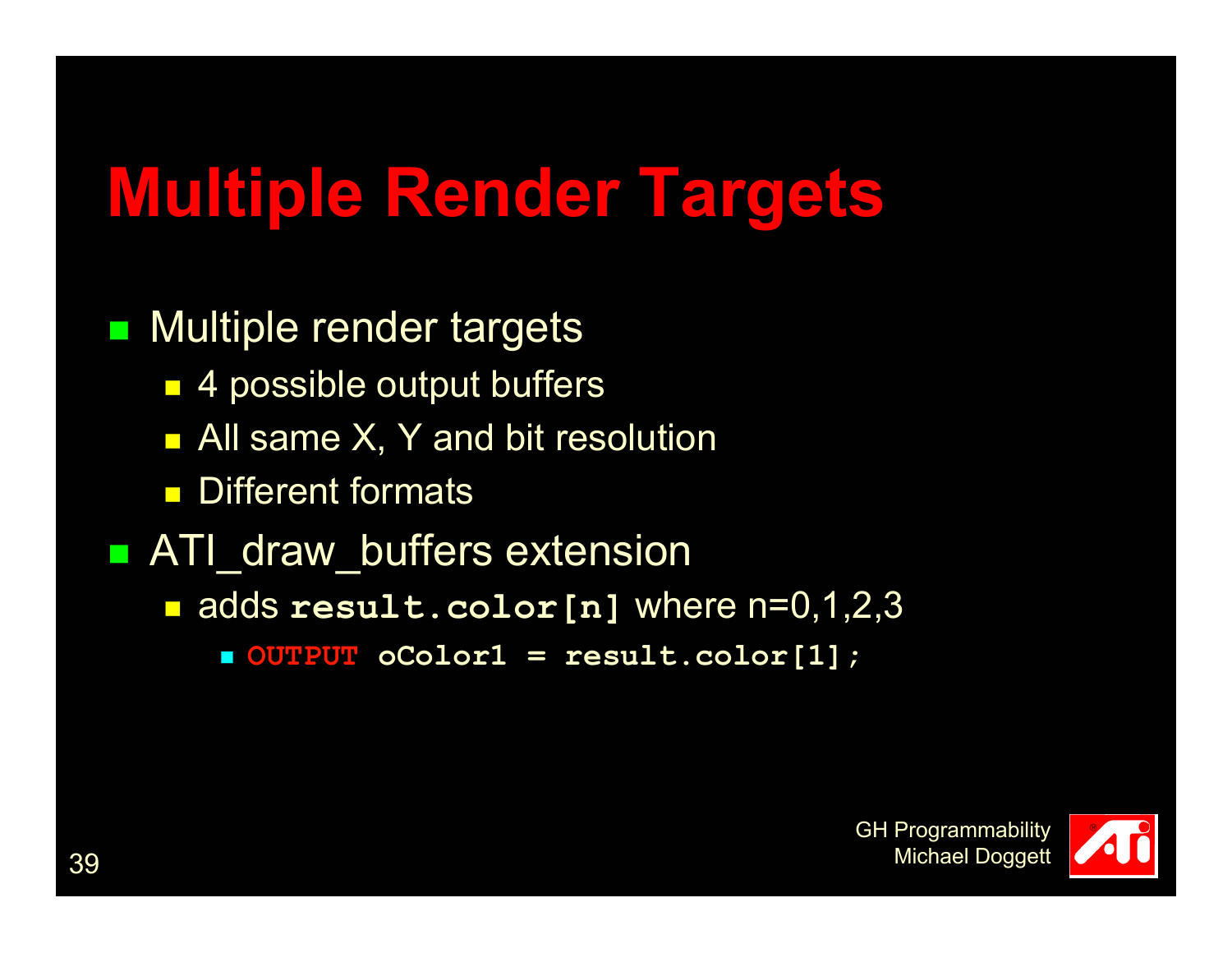# Multiple Render Targets

- Multiple render targets
  - 4 possible output buffers
  - All same X, Y and bit resolution
  - Different formats
- ATI_draw_buffers extension
  - adds `result.color[n]` where n=0,1,2,3
    - `OUTPUT oColor1 = result.color[1];`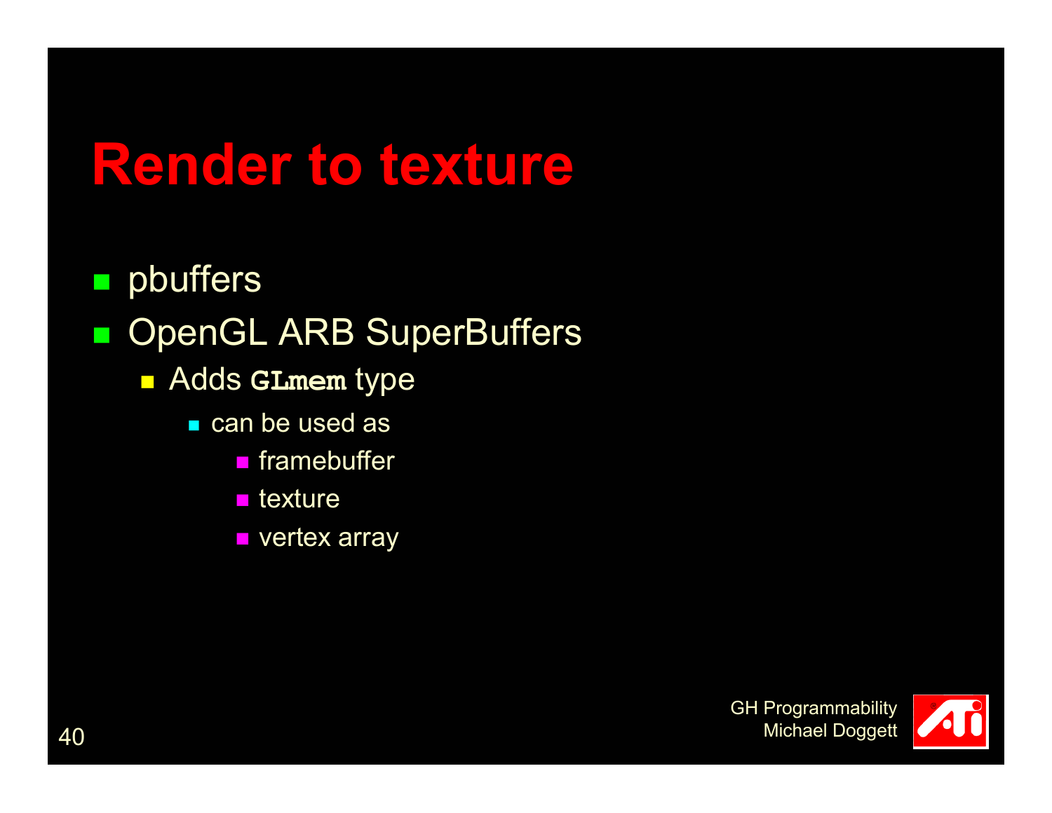# Render to texture

- pbuffers
- OpenGL ARB SuperBuffers
  - Adds `GLmem` type
    - can be used as
      - framebuffer
      - texture
      - vertex array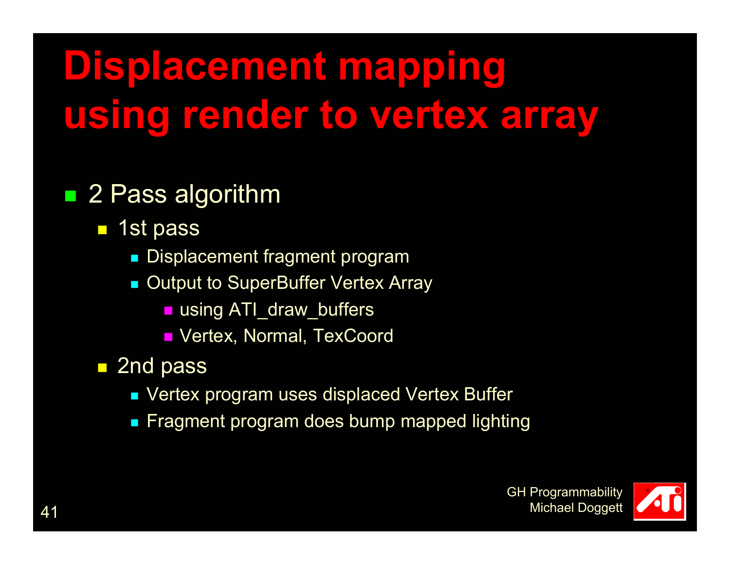# Displacement mapping using render to vertex array

- 2 Pass algorithm
  - 1st pass
    - Displacement fragment program
    - Output to SuperBuffer Vertex Array
      - using ATI_draw_buffers
      - Vertex, Normal, TexCoord
  - 2nd pass
    - Vertex program uses displaced Vertex Buffer
    - Fragment program does bump mapped lighting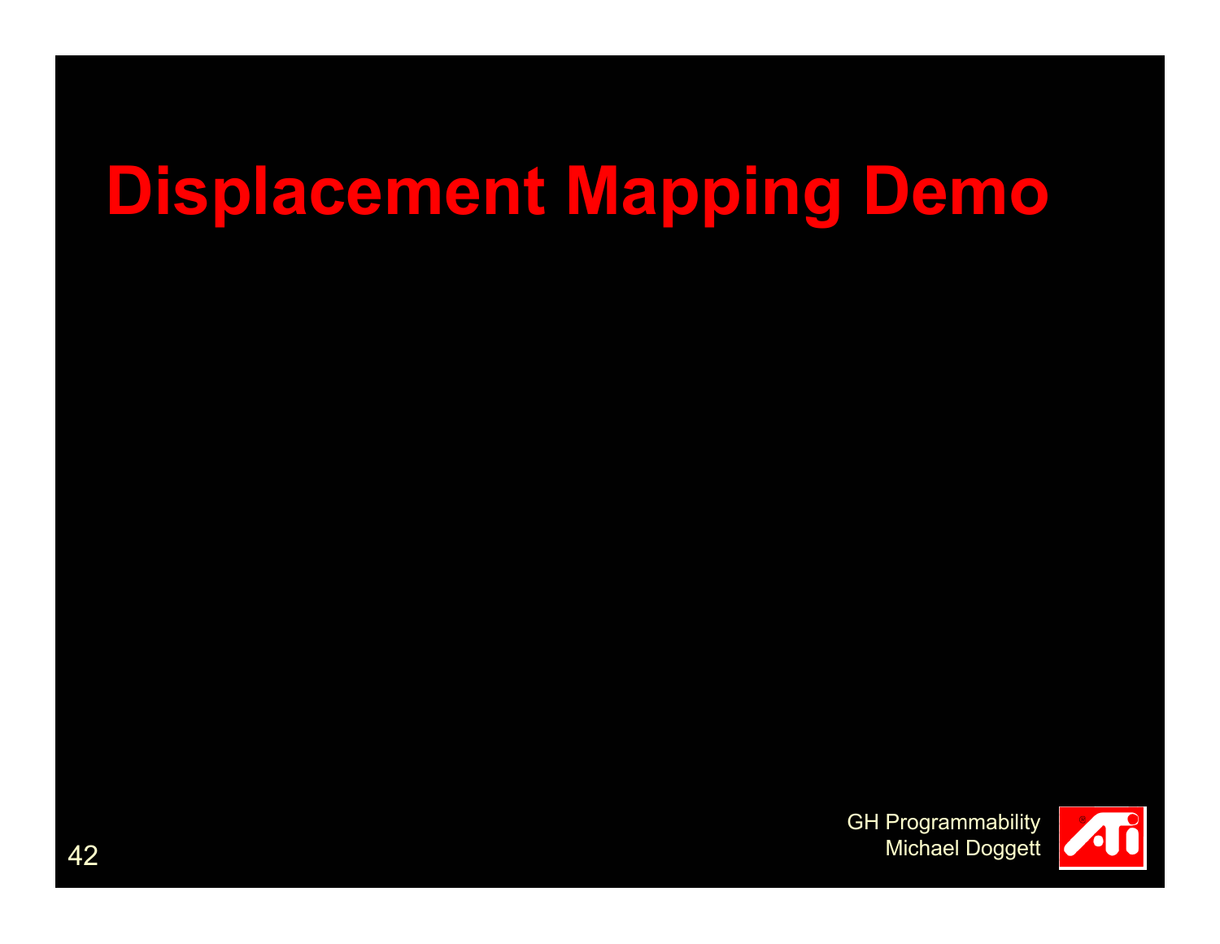# Displacement Mapping Demo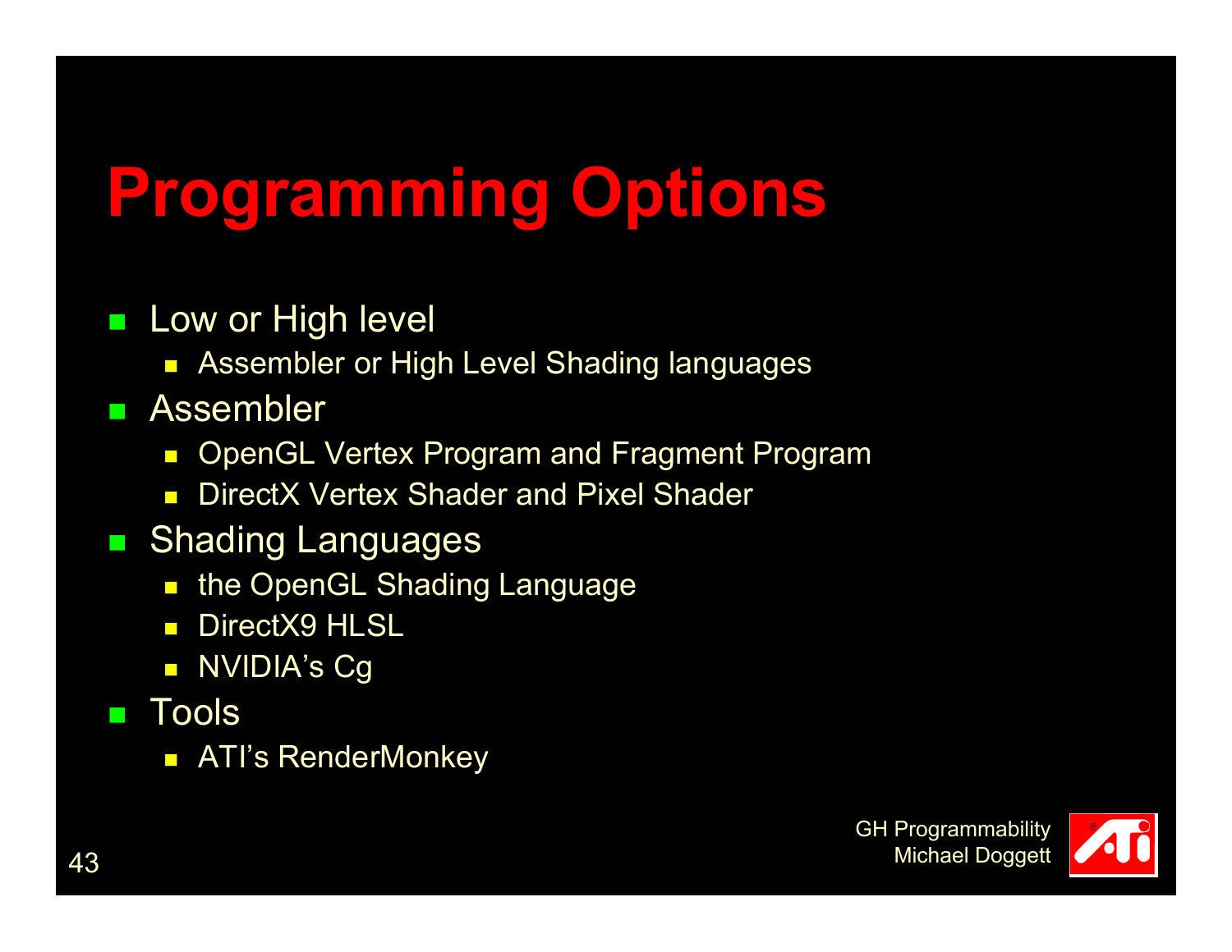# Programming Options

- Low or High level
  - Assembler or High Level Shading languages
- Assembler
  - OpenGL Vertex Program and Fragment Program
  - DirectX Vertex Shader and Pixel Shader
- Shading Languages
  - the OpenGL Shading Language
  - DirectX9 HLSL
  - NVIDIA's Cg
- Tools
  - ATI's RenderMonkey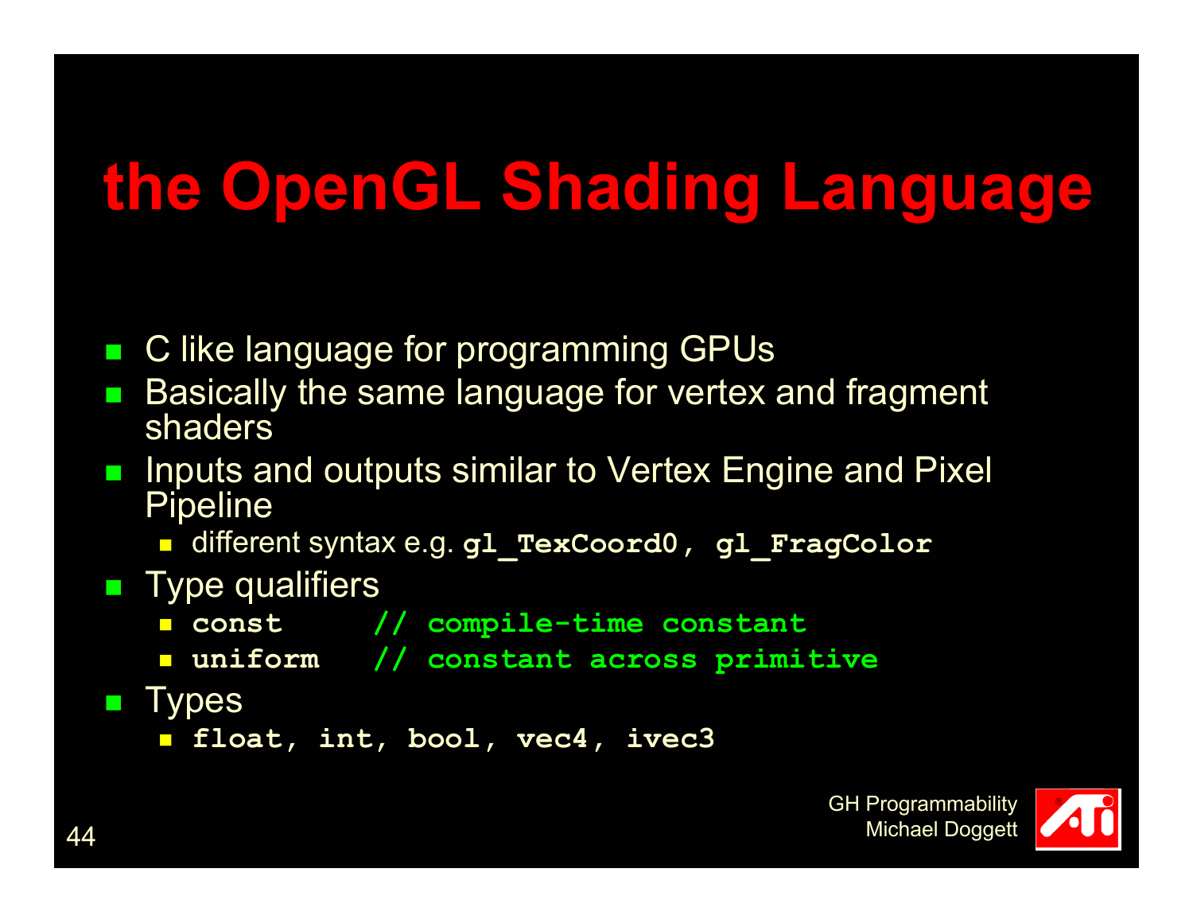# the OpenGL Shading Language

- C like language for programming GPUs
- Basically the same language for vertex and fragment shaders
- Inputs and outputs similar to Vertex Engine and Pixel Pipeline
  - different syntax e.g. **`gl_TexCoord0, gl_FragColor`**
- Type qualifiers
  - **`const     // compile-time constant`**
  - **`uniform   // constant across primitive`**
- Types
  - **`float, int, bool, vec4, ivec3`**

GH Programmability
Michael Doggett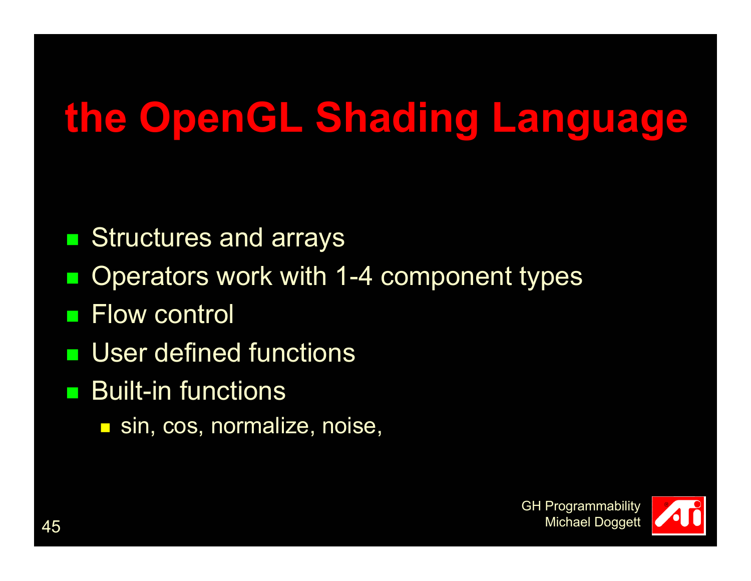# the OpenGL Shading Language

- Structures and arrays
- Operators work with 1-4 component types
- Flow control
- User defined functions
- Built-in functions
  - sin, cos, normalize, noise,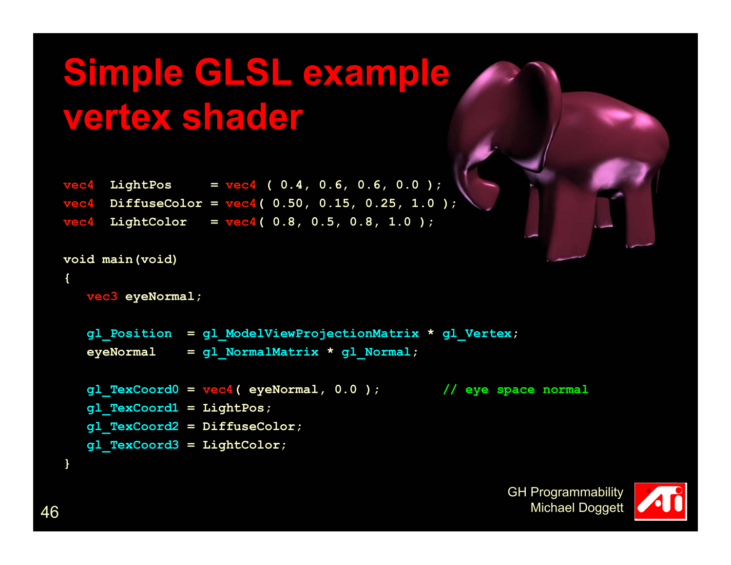# Simple GLSL example vertex shader

```
vec4  LightPos     = vec4 ( 0.4, 0.6, 0.6, 0.0 );
vec4  DiffuseColor = vec4( 0.50, 0.15, 0.25, 1.0 );
vec4  LightColor   = vec4( 0.8, 0.5, 0.8, 1.0 );

void main(void)
{
   vec3 eyeNormal;

   gl_Position  = gl_ModelViewProjectionMatrix * gl_Vertex;
   eyeNormal    = gl_NormalMatrix * gl_Normal;

   gl_TexCoord0 = vec4( eyeNormal, 0.0 );        // eye space normal
   gl_TexCoord1 = LightPos;
   gl_TexCoord2 = DiffuseColor;
   gl_TexCoord3 = LightColor;
}
```

GH Programmability
Michael Doggett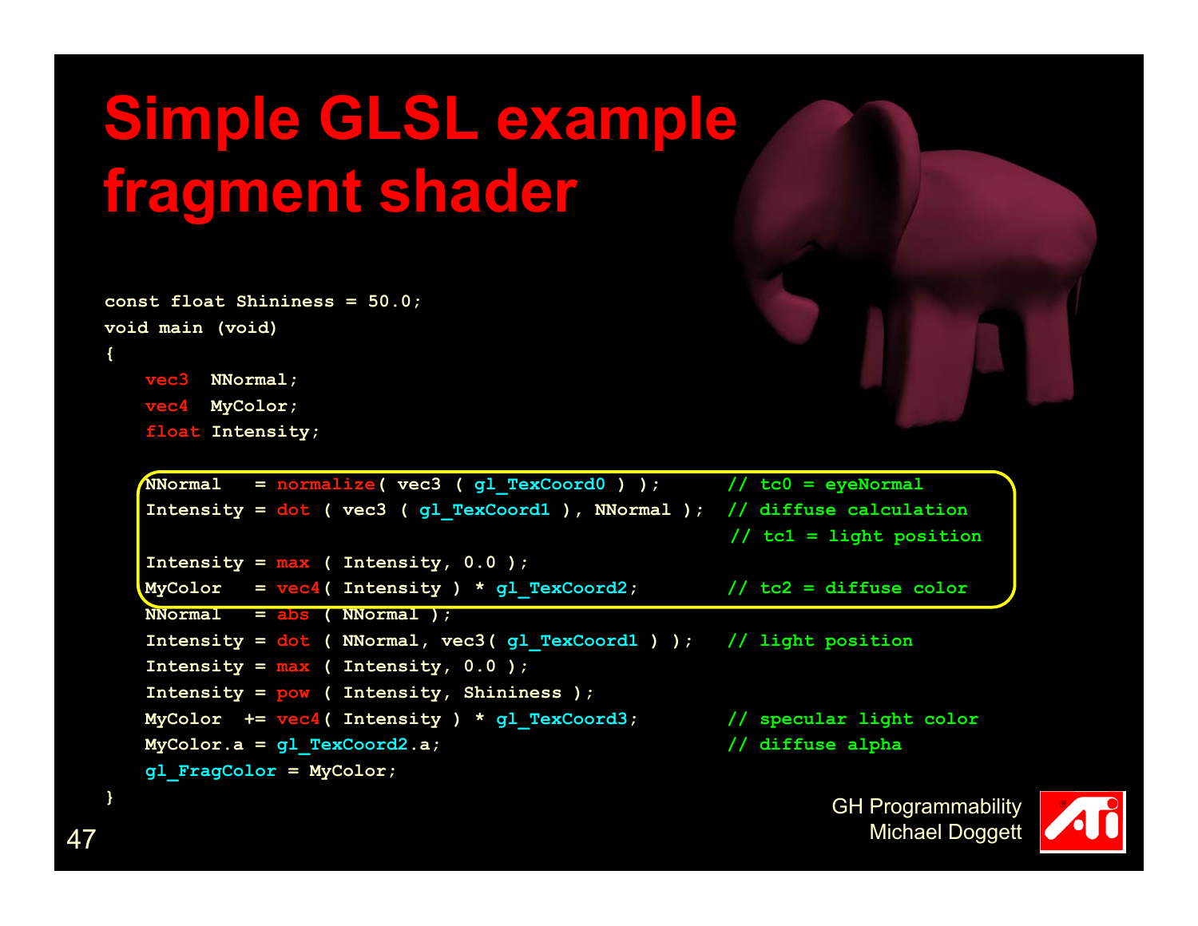# Simple GLSL example fragment shader

```
const float Shininess = 50.0;
void main (void)
{
    vec3  NNormal;
    vec4  MyColor;
    float Intensity;

    NNormal   = normalize( vec3 ( gl_TexCoord0 ) );      // tc0 = eyeNormal
    Intensity = dot ( vec3 ( gl_TexCoord1 ), NNormal );  // diffuse calculation
                                                         // tc1 = light position
    Intensity = max ( Intensity, 0.0 );
    MyColor   = vec4( Intensity ) * gl_TexCoord2;        // tc2 = diffuse color
    NNormal   = abs ( NNormal );
    Intensity = dot ( NNormal, vec3( gl_TexCoord1 ) );   // light position
    Intensity = max ( Intensity, 0.0 );
    Intensity = pow ( Intensity, Shininess );
    MyColor  += vec4( Intensity ) * gl_TexCoord3;        // specular light color
    MyColor.a = gl_TexCoord2.a;                          // diffuse alpha
    gl_FragColor = MyColor;
}
```

GH Programmability
Michael Doggett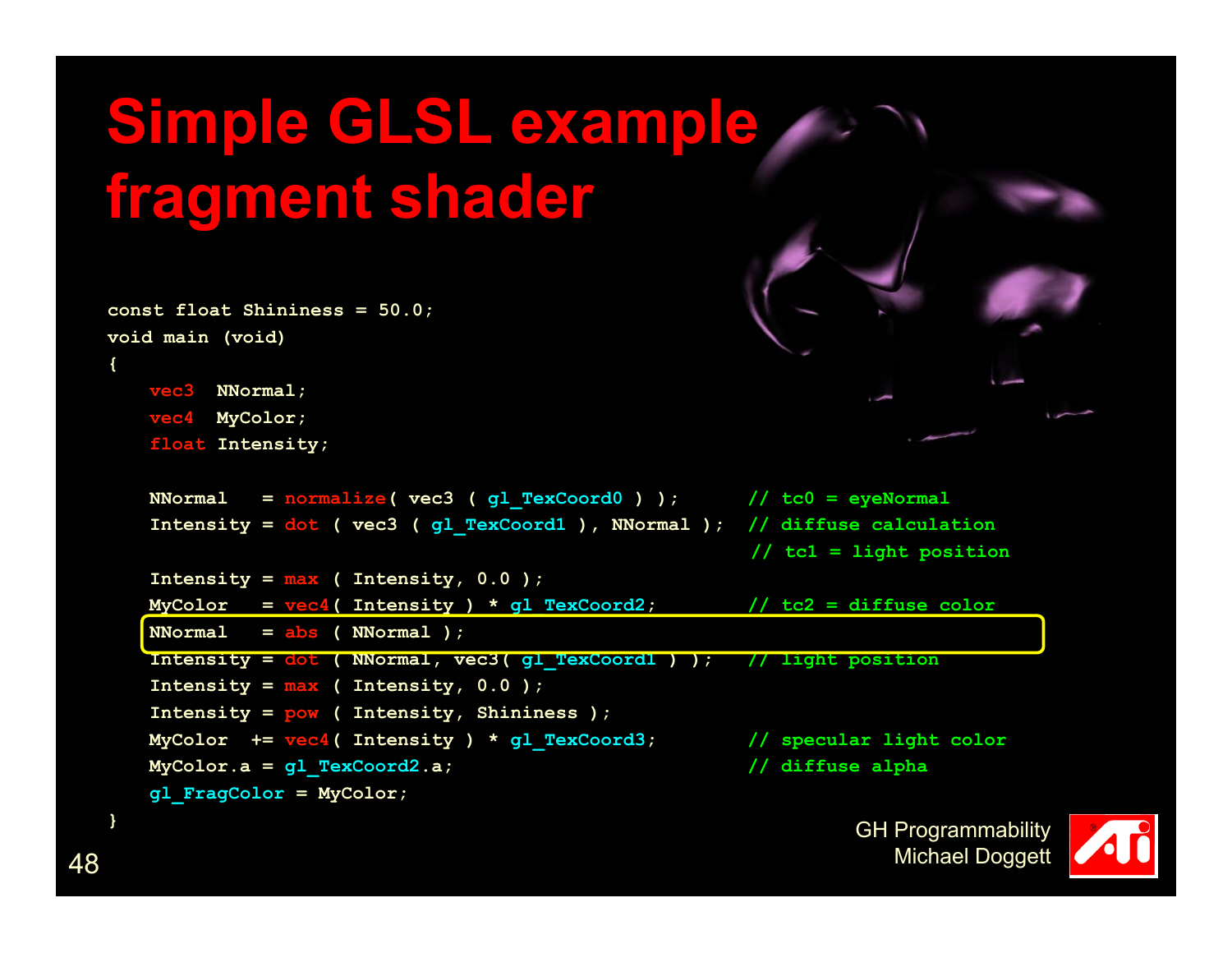# Simple GLSL example fragment shader

```
const float Shininess = 50.0;
void main (void)
{
    vec3  NNormal;
    vec4  MyColor;
    float Intensity;

    NNormal   = normalize( vec3 ( gl_TexCoord0 ) );      // tc0 = eyeNormal
    Intensity = dot ( vec3 ( gl_TexCoord1 ), NNormal );  // diffuse calculation
                                                         // tc1 = light position
    Intensity = max ( Intensity, 0.0 );
    MyColor   = vec4( Intensity ) * gl_TexCoord2;        // tc2 = diffuse color
    NNormal   = abs ( NNormal );
    Intensity = dot ( NNormal, vec3( gl_TexCoord1 ) );   // light position
    Intensity = max ( Intensity, 0.0 );
    Intensity = pow ( Intensity, Shininess );
    MyColor  += vec4( Intensity ) * gl_TexCoord3;        // specular light color
    MyColor.a = gl_TexCoord2.a;                          // diffuse alpha
    gl_FragColor = MyColor;
}
```

GH Programmability
Michael Doggett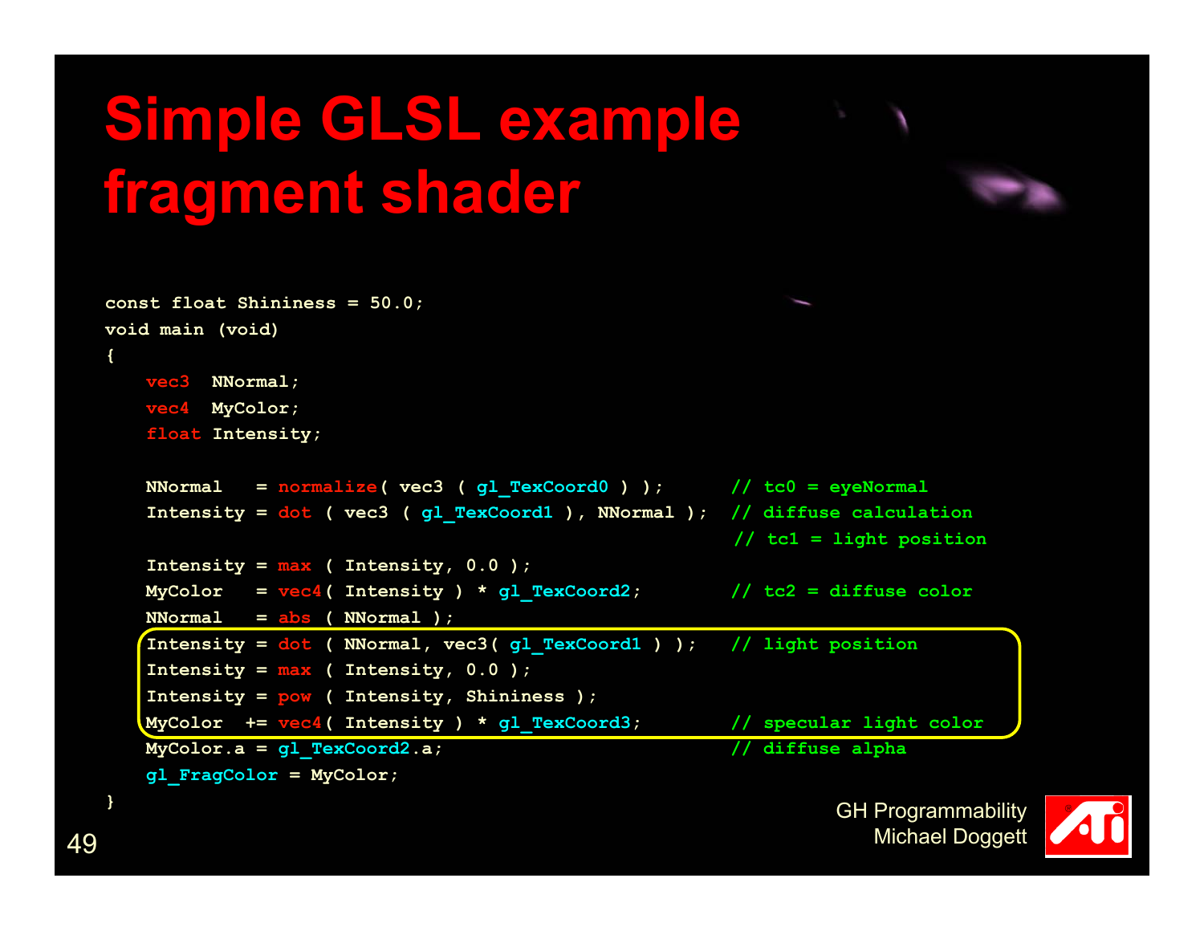# Simple GLSL example fragment shader

```
const float Shininess = 50.0;
void main (void)
{
    vec3  NNormal;
    vec4  MyColor;
    float Intensity;

    NNormal   = normalize( vec3 ( gl_TexCoord0 ) );      // tc0 = eyeNormal
    Intensity = dot ( vec3 ( gl_TexCoord1 ), NNormal );  // diffuse calculation
                                                         // tc1 = light position
    Intensity = max ( Intensity, 0.0 );
    MyColor   = vec4( Intensity ) * gl_TexCoord2;        // tc2 = diffuse color
    NNormal   = abs ( NNormal );
    Intensity = dot ( NNormal, vec3( gl_TexCoord1 ) );   // light position
    Intensity = max ( Intensity, 0.0 );
    Intensity = pow ( Intensity, Shininess );
    MyColor  += vec4( Intensity ) * gl_TexCoord3;        // specular light color
    MyColor.a = gl_TexCoord2.a;                          // diffuse alpha
    gl_FragColor = MyColor;
}
```

GH Programmability
Michael Doggett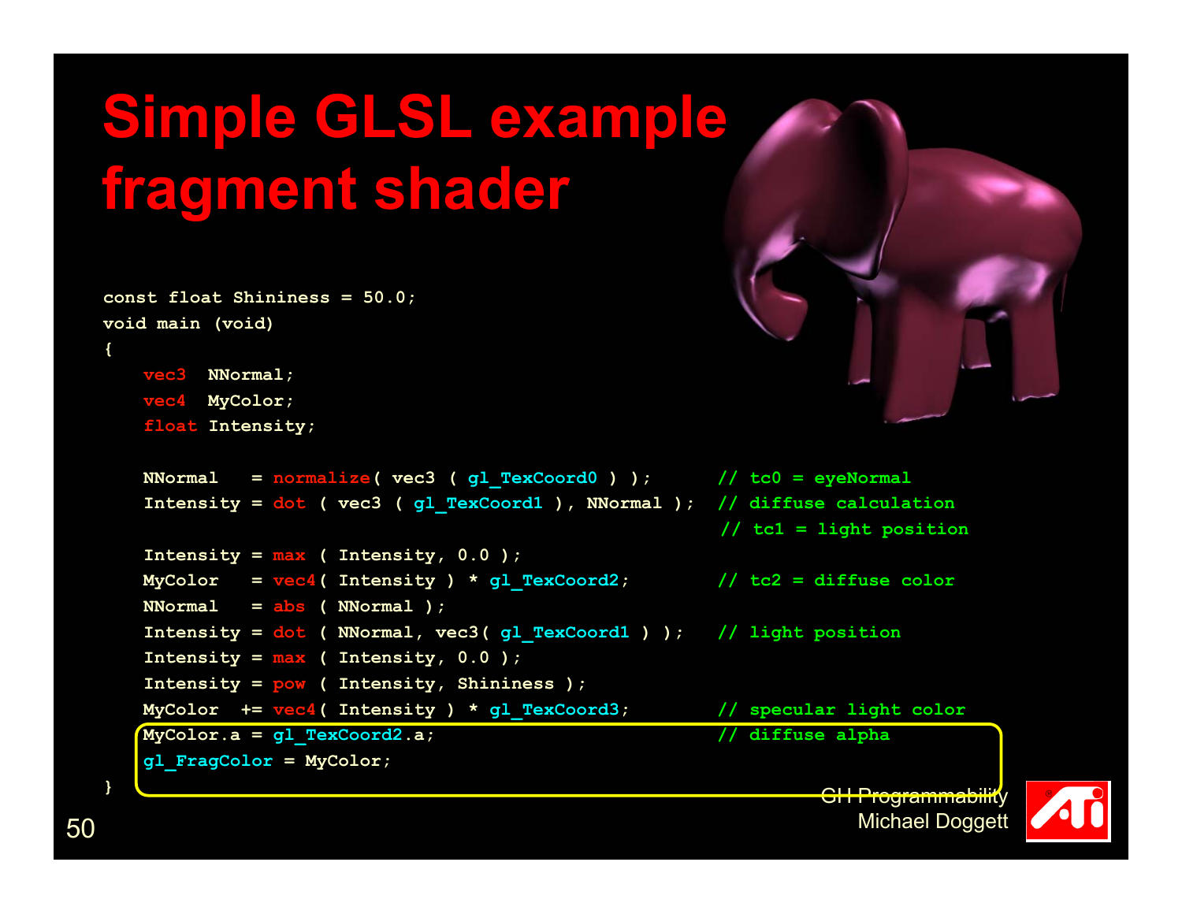# Simple GLSL example fragment shader

```
const float Shininess = 50.0;
void main (void)
{
    vec3  NNormal;
    vec4  MyColor;
    float Intensity;

    NNormal   = normalize( vec3 ( gl_TexCoord0 ) );      // tc0 = eyeNormal
    Intensity = dot ( vec3 ( gl_TexCoord1 ), NNormal );  // diffuse calculation
                                                         // tc1 = light position
    Intensity = max ( Intensity, 0.0 );
    MyColor   = vec4( Intensity ) * gl_TexCoord2;        // tc2 = diffuse color
    NNormal   = abs ( NNormal );
    Intensity = dot ( NNormal, vec3( gl_TexCoord1 ) );   // light position
    Intensity = max ( Intensity, 0.0 );
    Intensity = pow ( Intensity, Shininess );
    MyColor  += vec4( Intensity ) * gl_TexCoord3;        // specular light color
    MyColor.a = gl_TexCoord2.a;                          // diffuse alpha
    gl_FragColor = MyColor;
}
```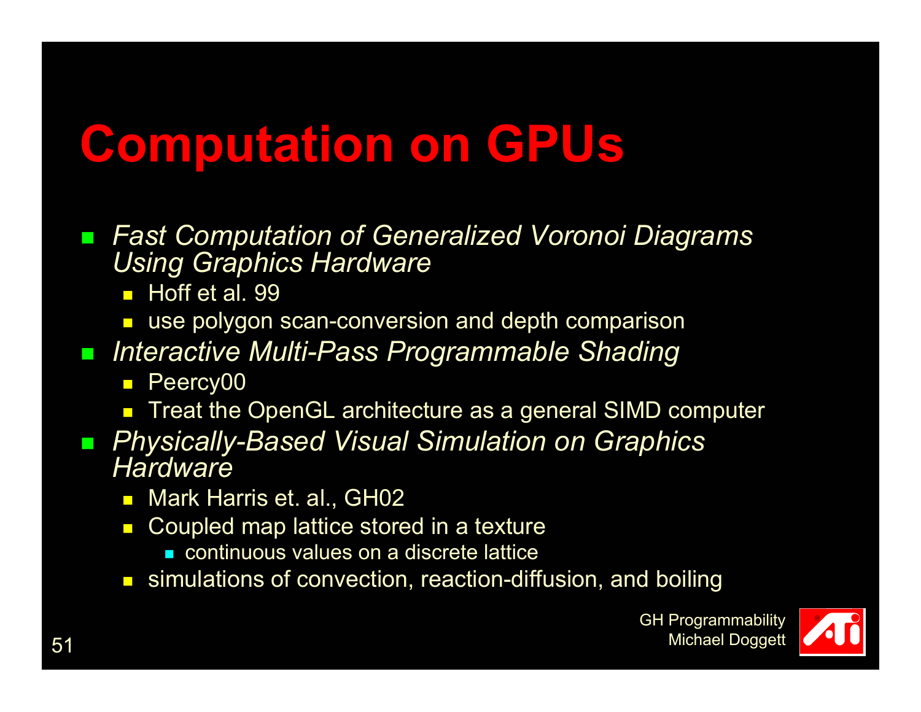# Computation on GPUs

- *Fast Computation of Generalized Voronoi Diagrams Using Graphics Hardware*
  - Hoff et al. 99
  - use polygon scan-conversion and depth comparison
- *Interactive Multi-Pass Programmable Shading*
  - Peercy00
  - Treat the OpenGL architecture as a general SIMD computer
- *Physically-Based Visual Simulation on Graphics Hardware*
  - Mark Harris et. al., GH02
  - Coupled map lattice stored in a texture
    - continuous values on a discrete lattice
  - simulations of convection, reaction-diffusion, and boiling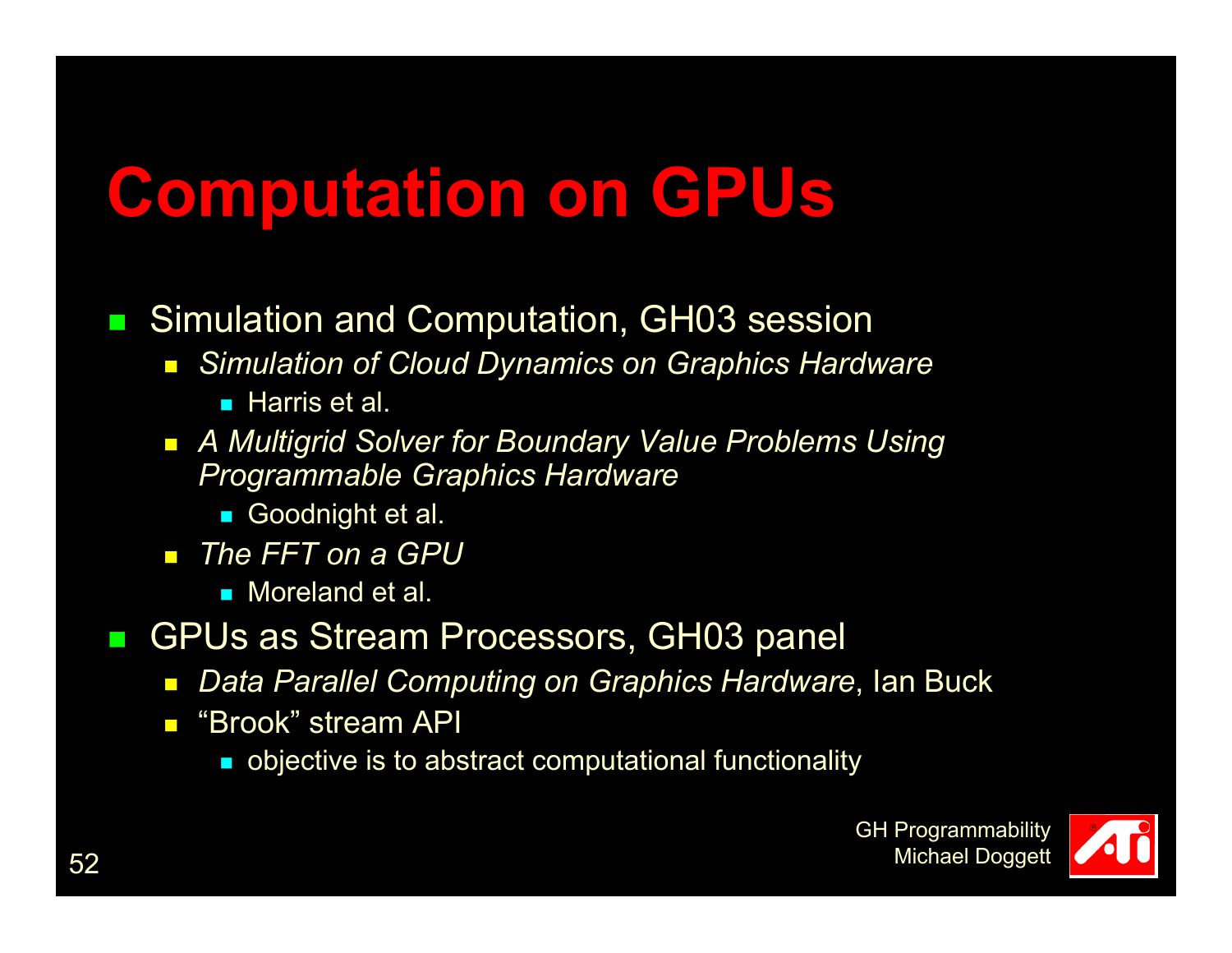# Computation on GPUs

- Simulation and Computation, GH03 session
  - *Simulation of Cloud Dynamics on Graphics Hardware*
    - Harris et al.
  - *A Multigrid Solver for Boundary Value Problems Using Programmable Graphics Hardware*
    - Goodnight et al.
  - *The FFT on a GPU*
    - Moreland et al.
- GPUs as Stream Processors, GH03 panel
  - *Data Parallel Computing on Graphics Hardware*, Ian Buck
  - "Brook" stream API
    - objective is to abstract computational functionality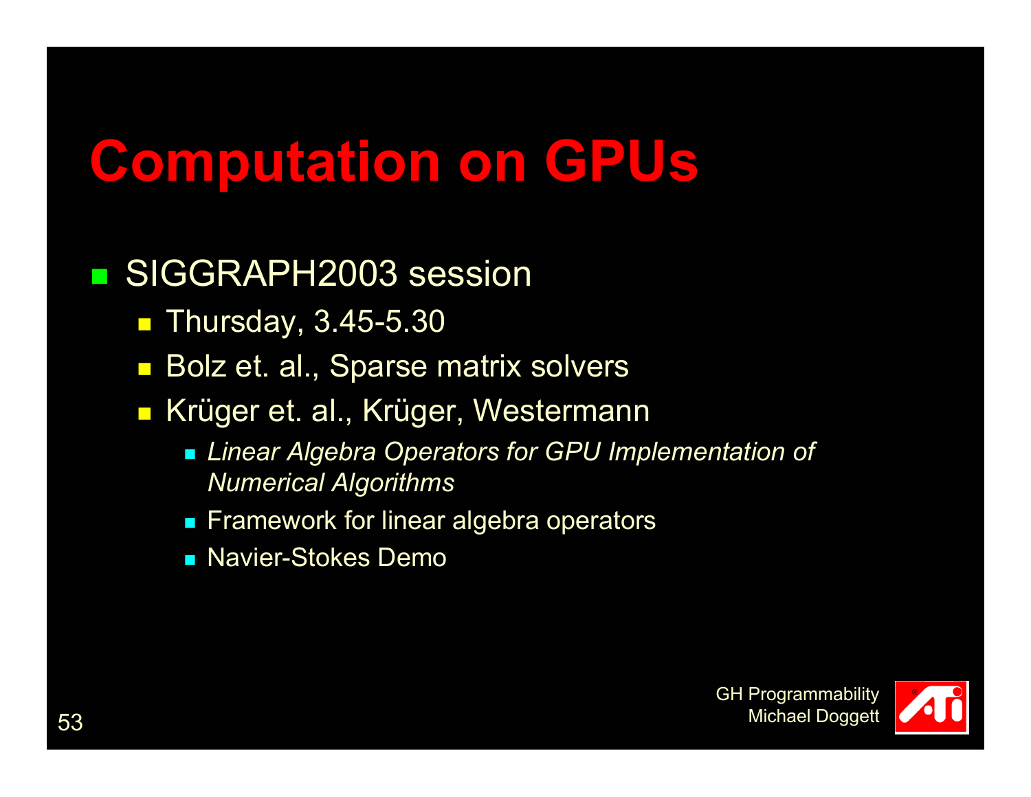# Computation on GPUs

- SIGGRAPH2003 session
  - Thursday, 3.45-5.30
  - Bolz et. al., Sparse matrix solvers
  - Krüger et. al., Krüger, Westermann
    - *Linear Algebra Operators for GPU Implementation of Numerical Algorithms*
    - Framework for linear algebra operators
    - Navier-Stokes Demo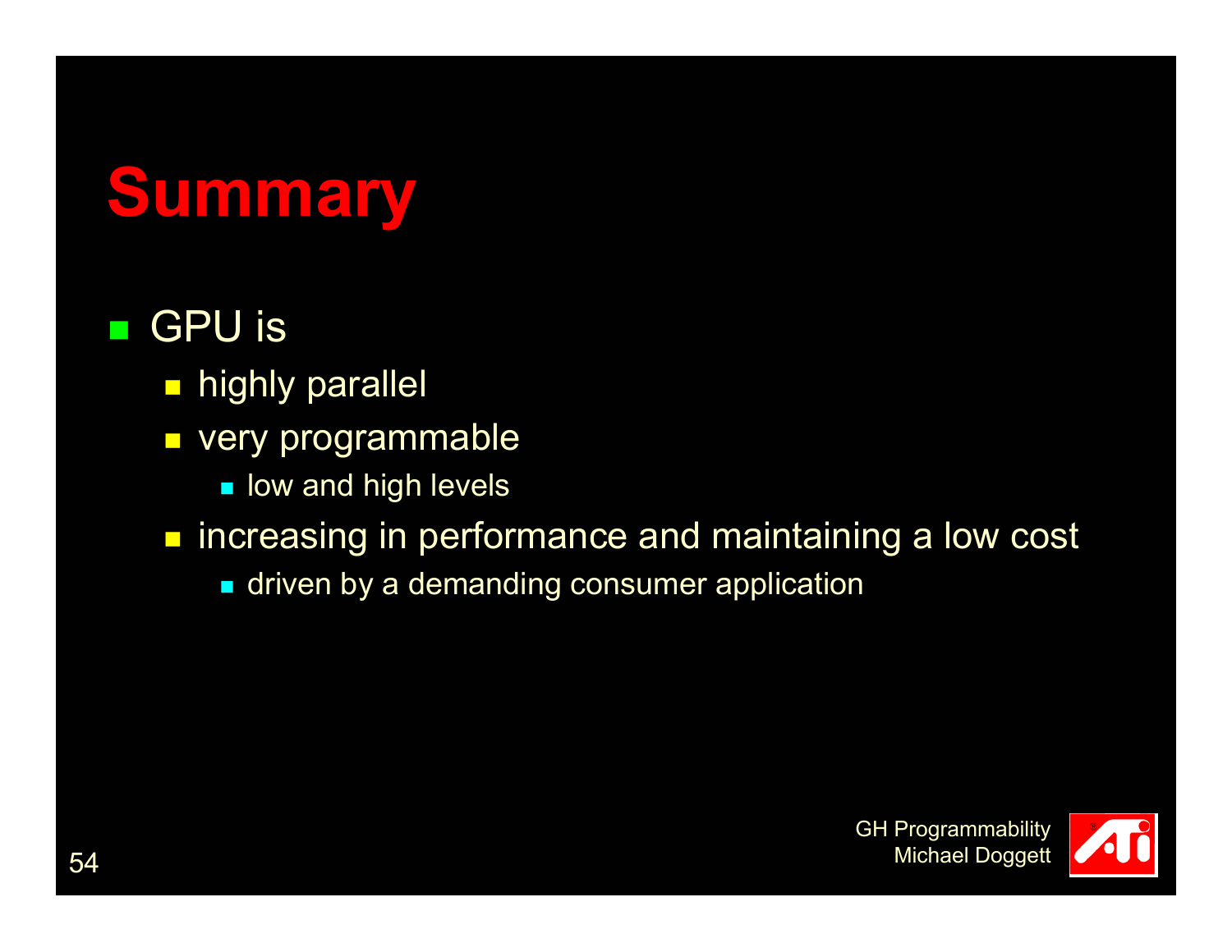# Summary

- GPU is
  - highly parallel
  - very programmable
    - low and high levels
  - increasing in performance and maintaining a low cost
    - driven by a demanding consumer application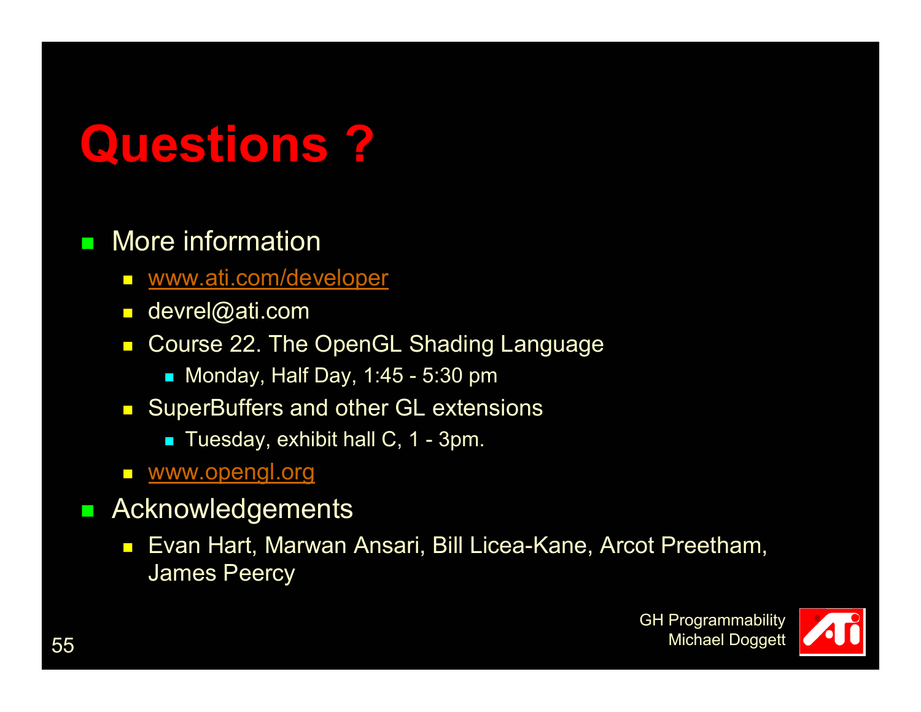# Questions ?

- More information
  - www.ati.com/developer
  - devrel@ati.com
  - Course 22. The OpenGL Shading Language
    - Monday, Half Day, 1:45 - 5:30 pm
  - SuperBuffers and other GL extensions
    - Tuesday, exhibit hall C, 1 - 3pm.
  - www.opengl.org
- Acknowledgements
  - Evan Hart, Marwan Ansari, Bill Licea-Kane, Arcot Preetham, James Peercy